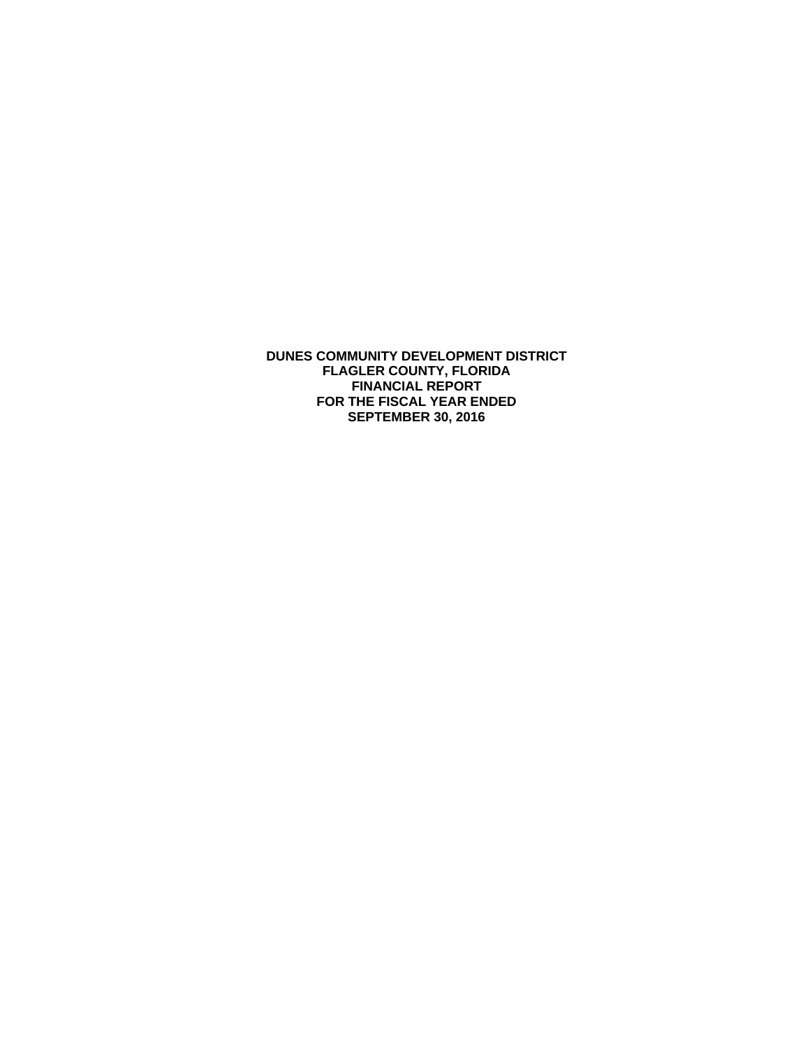# DUNES COMMUNITY DEVELOPMENT DISTRICT
# FLAGLER COUNTY, FLORIDA
# FINANCIAL REPORT
# FOR THE FISCAL YEAR ENDED
# SEPTEMBER 30, 2016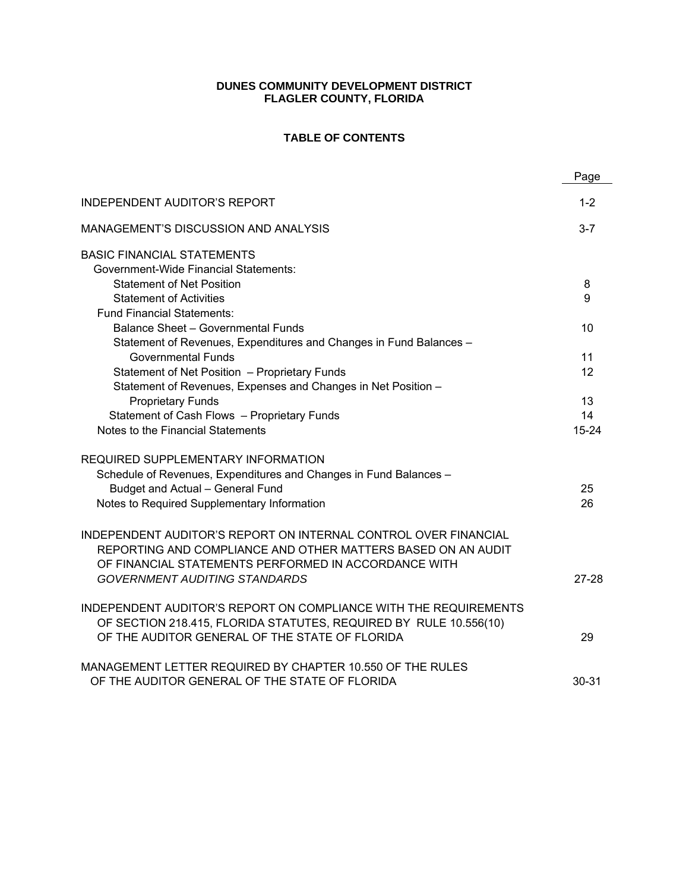**DUNES COMMUNITY DEVELOPMENT DISTRICT**
**FLAGLER COUNTY, FLORIDA**

**TABLE OF CONTENTS**

| | Page |
|---|---|
| INDEPENDENT AUDITOR'S REPORT | 1-2 |
| MANAGEMENT'S DISCUSSION AND ANALYSIS | 3-7 |
| BASIC FINANCIAL STATEMENTS | |
| Government-Wide Financial Statements: | |
| Statement of Net Position | 8 |
| Statement of Activities | 9 |
| Fund Financial Statements: | |
| Balance Sheet – Governmental Funds | 10 |
| Statement of Revenues, Expenditures and Changes in Fund Balances – Governmental Funds | 11 |
| Statement of Net Position – Proprietary Funds | 12 |
| Statement of Revenues, Expenses and Changes in Net Position – Proprietary Funds | 13 |
| Statement of Cash Flows – Proprietary Funds | 14 |
| Notes to the Financial Statements | 15-24 |
| REQUIRED SUPPLEMENTARY INFORMATION | |
| Schedule of Revenues, Expenditures and Changes in Fund Balances – Budget and Actual – General Fund | 25 |
| Notes to Required Supplementary Information | 26 |
| INDEPENDENT AUDITOR'S REPORT ON INTERNAL CONTROL OVER FINANCIAL REPORTING AND COMPLIANCE AND OTHER MATTERS BASED ON AN AUDIT OF FINANCIAL STATEMENTS PERFORMED IN ACCORDANCE WITH *GOVERNMENT AUDITING STANDARDS* | 27-28 |
| INDEPENDENT AUDITOR'S REPORT ON COMPLIANCE WITH THE REQUIREMENTS OF SECTION 218.415, FLORIDA STATUTES, REQUIRED BY RULE 10.556(10) OF THE AUDITOR GENERAL OF THE STATE OF FLORIDA | 29 |
| MANAGEMENT LETTER REQUIRED BY CHAPTER 10.550 OF THE RULES OF THE AUDITOR GENERAL OF THE STATE OF FLORIDA | 30-31 |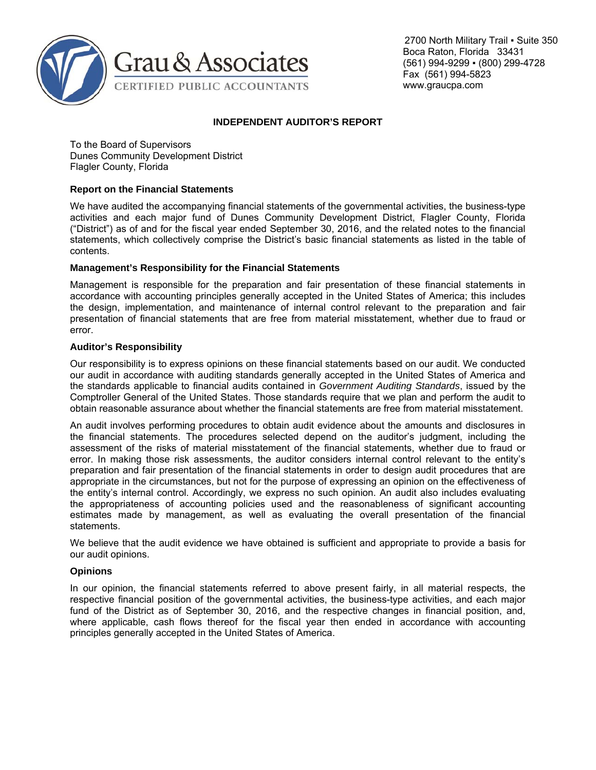Grau & Associates
CERTIFIED PUBLIC ACCOUNTANTS

2700 North Military Trail ▪ Suite 350
Boca Raton, Florida 33431
(561) 994-9299 ▪ (800) 299-4728
Fax (561) 994-5823
www.graucpa.com

# INDEPENDENT AUDITOR'S REPORT

To the Board of Supervisors
Dunes Community Development District
Flagler County, Florida

## Report on the Financial Statements

We have audited the accompanying financial statements of the governmental activities, the business-type activities and each major fund of Dunes Community Development District, Flagler County, Florida ("District") as of and for the fiscal year ended September 30, 2016, and the related notes to the financial statements, which collectively comprise the District's basic financial statements as listed in the table of contents.

## Management's Responsibility for the Financial Statements

Management is responsible for the preparation and fair presentation of these financial statements in accordance with accounting principles generally accepted in the United States of America; this includes the design, implementation, and maintenance of internal control relevant to the preparation and fair presentation of financial statements that are free from material misstatement, whether due to fraud or error.

## Auditor's Responsibility

Our responsibility is to express opinions on these financial statements based on our audit. We conducted our audit in accordance with auditing standards generally accepted in the United States of America and the standards applicable to financial audits contained in *Government Auditing Standards*, issued by the Comptroller General of the United States. Those standards require that we plan and perform the audit to obtain reasonable assurance about whether the financial statements are free from material misstatement.

An audit involves performing procedures to obtain audit evidence about the amounts and disclosures in the financial statements. The procedures selected depend on the auditor's judgment, including the assessment of the risks of material misstatement of the financial statements, whether due to fraud or error. In making those risk assessments, the auditor considers internal control relevant to the entity's preparation and fair presentation of the financial statements in order to design audit procedures that are appropriate in the circumstances, but not for the purpose of expressing an opinion on the effectiveness of the entity's internal control. Accordingly, we express no such opinion. An audit also includes evaluating the appropriateness of accounting policies used and the reasonableness of significant accounting estimates made by management, as well as evaluating the overall presentation of the financial statements.

We believe that the audit evidence we have obtained is sufficient and appropriate to provide a basis for our audit opinions.

## Opinions

In our opinion, the financial statements referred to above present fairly, in all material respects, the respective financial position of the governmental activities, the business-type activities, and each major fund of the District as of September 30, 2016, and the respective changes in financial position, and, where applicable, cash flows thereof for the fiscal year then ended in accordance with accounting principles generally accepted in the United States of America.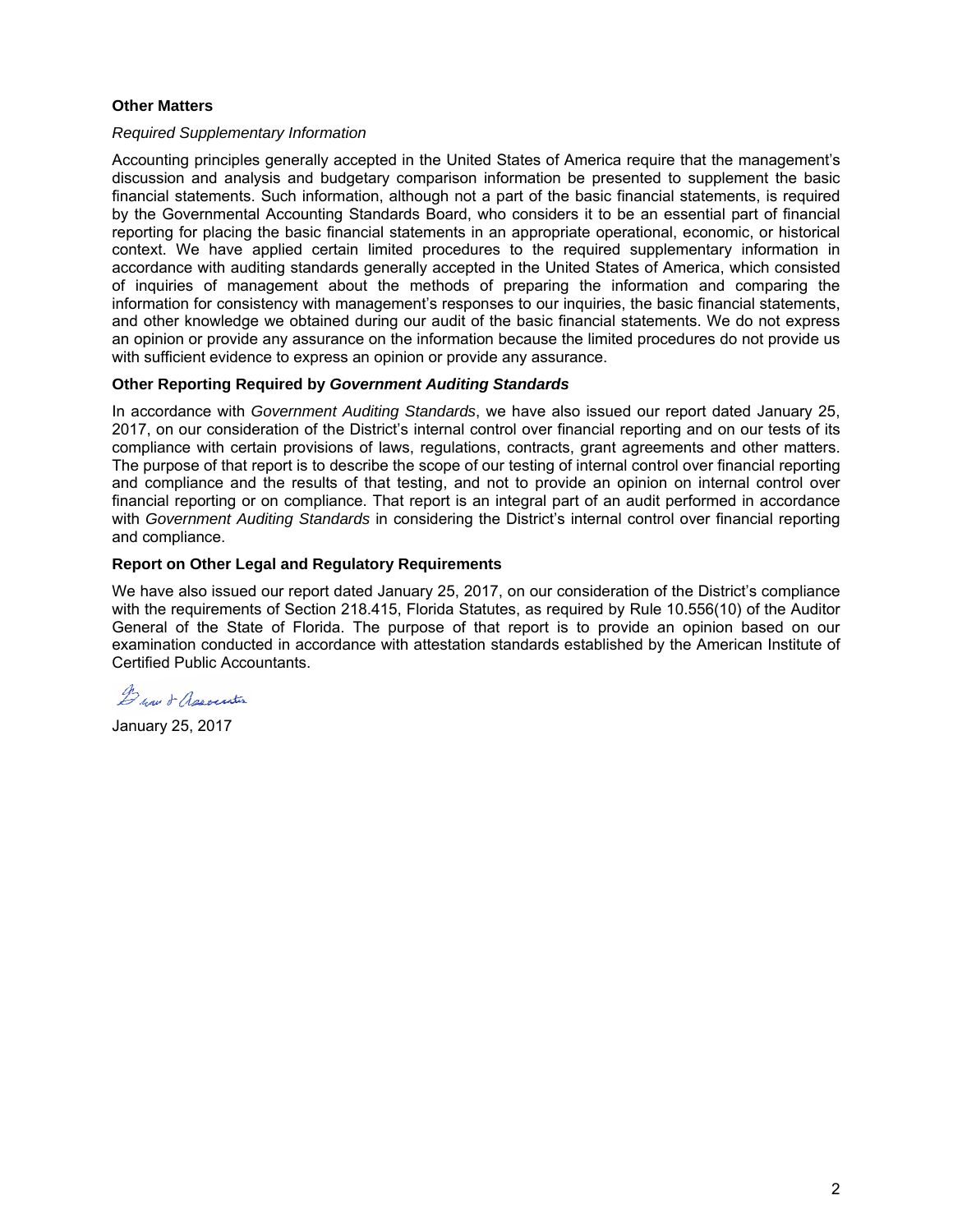**Other Matters**

*Required Supplementary Information*

Accounting principles generally accepted in the United States of America require that the management's discussion and analysis and budgetary comparison information be presented to supplement the basic financial statements. Such information, although not a part of the basic financial statements, is required by the Governmental Accounting Standards Board, who considers it to be an essential part of financial reporting for placing the basic financial statements in an appropriate operational, economic, or historical context. We have applied certain limited procedures to the required supplementary information in accordance with auditing standards generally accepted in the United States of America, which consisted of inquiries of management about the methods of preparing the information and comparing the information for consistency with management's responses to our inquiries, the basic financial statements, and other knowledge we obtained during our audit of the basic financial statements. We do not express an opinion or provide any assurance on the information because the limited procedures do not provide us with sufficient evidence to express an opinion or provide any assurance.

**Other Reporting Required by *Government Auditing Standards***

In accordance with *Government Auditing Standards*, we have also issued our report dated January 25, 2017, on our consideration of the District's internal control over financial reporting and on our tests of its compliance with certain provisions of laws, regulations, contracts, grant agreements and other matters. The purpose of that report is to describe the scope of our testing of internal control over financial reporting and compliance and the results of that testing, and not to provide an opinion on internal control over financial reporting or on compliance. That report is an integral part of an audit performed in accordance with *Government Auditing Standards* in considering the District's internal control over financial reporting and compliance.

**Report on Other Legal and Regulatory Requirements**

We have also issued our report dated January 25, 2017, on our consideration of the District's compliance with the requirements of Section 218.415, Florida Statutes, as required by Rule 10.556(10) of the Auditor General of the State of Florida. The purpose of that report is to provide an opinion based on our examination conducted in accordance with attestation standards established by the American Institute of Certified Public Accountants.

Berger & Associates

January 25, 2017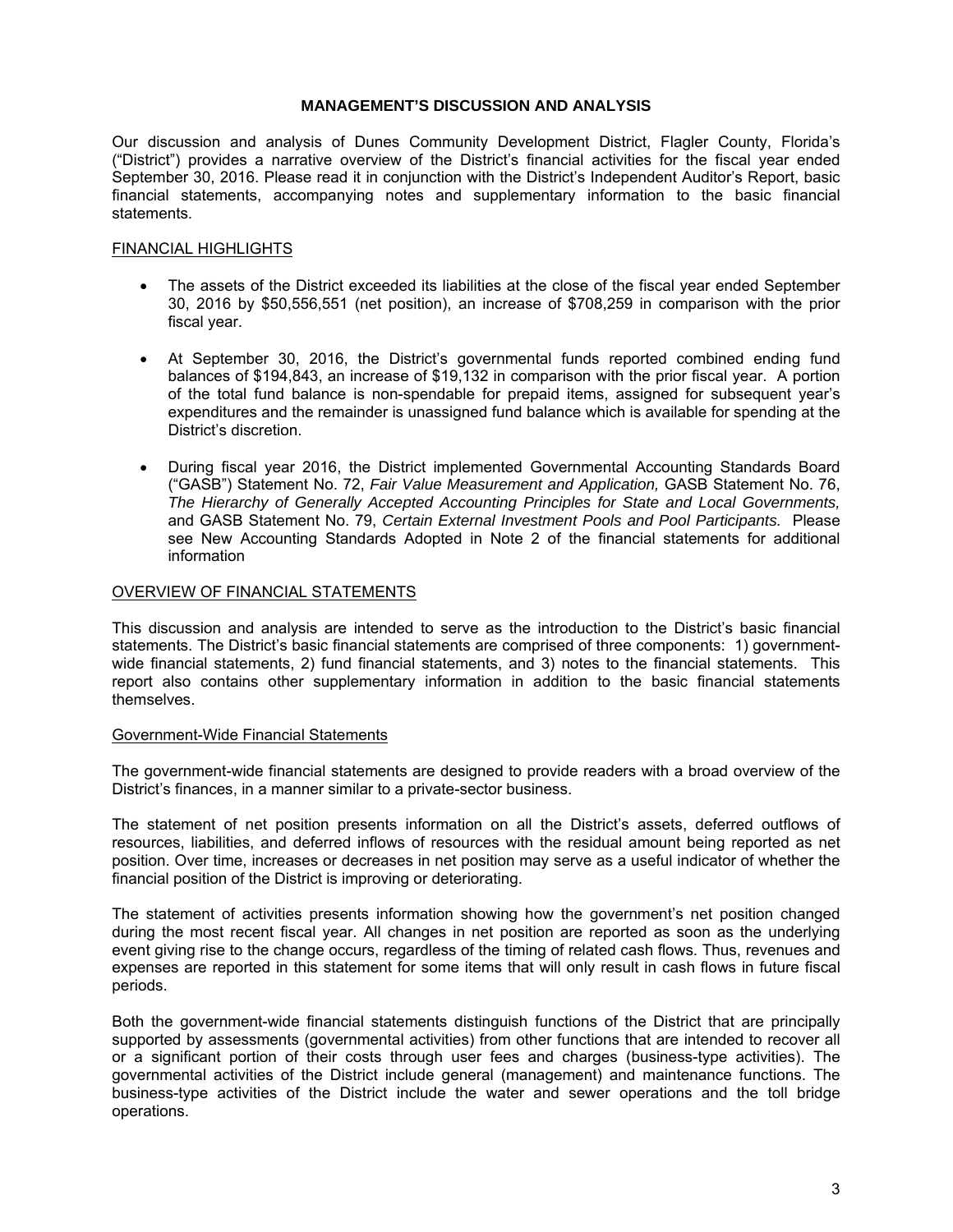# MANAGEMENT'S DISCUSSION AND ANALYSIS

Our discussion and analysis of Dunes Community Development District, Flagler County, Florida's ("District") provides a narrative overview of the District's financial activities for the fiscal year ended September 30, 2016. Please read it in conjunction with the District's Independent Auditor's Report, basic financial statements, accompanying notes and supplementary information to the basic financial statements.

## FINANCIAL HIGHLIGHTS

- The assets of the District exceeded its liabilities at the close of the fiscal year ended September 30, 2016 by $50,556,551 (net position), an increase of $708,259 in comparison with the prior fiscal year.
- At September 30, 2016, the District's governmental funds reported combined ending fund balances of $194,843, an increase of $19,132 in comparison with the prior fiscal year. A portion of the total fund balance is non-spendable for prepaid items, assigned for subsequent year's expenditures and the remainder is unassigned fund balance which is available for spending at the District's discretion.
- During fiscal year 2016, the District implemented Governmental Accounting Standards Board ("GASB") Statement No. 72, *Fair Value Measurement and Application,* GASB Statement No. 76, *The Hierarchy of Generally Accepted Accounting Principles for State and Local Governments,* and GASB Statement No. 79, *Certain External Investment Pools and Pool Participants.* Please see New Accounting Standards Adopted in Note 2 of the financial statements for additional information

## OVERVIEW OF FINANCIAL STATEMENTS

This discussion and analysis are intended to serve as the introduction to the District's basic financial statements. The District's basic financial statements are comprised of three components: 1) government-wide financial statements, 2) fund financial statements, and 3) notes to the financial statements. This report also contains other supplementary information in addition to the basic financial statements themselves.

### Government-Wide Financial Statements

The government-wide financial statements are designed to provide readers with a broad overview of the District's finances, in a manner similar to a private-sector business.

The statement of net position presents information on all the District's assets, deferred outflows of resources, liabilities, and deferred inflows of resources with the residual amount being reported as net position. Over time, increases or decreases in net position may serve as a useful indicator of whether the financial position of the District is improving or deteriorating.

The statement of activities presents information showing how the government's net position changed during the most recent fiscal year. All changes in net position are reported as soon as the underlying event giving rise to the change occurs, regardless of the timing of related cash flows. Thus, revenues and expenses are reported in this statement for some items that will only result in cash flows in future fiscal periods.

Both the government-wide financial statements distinguish functions of the District that are principally supported by assessments (governmental activities) from other functions that are intended to recover all or a significant portion of their costs through user fees and charges (business-type activities). The governmental activities of the District include general (management) and maintenance functions. The business-type activities of the District include the water and sewer operations and the toll bridge operations.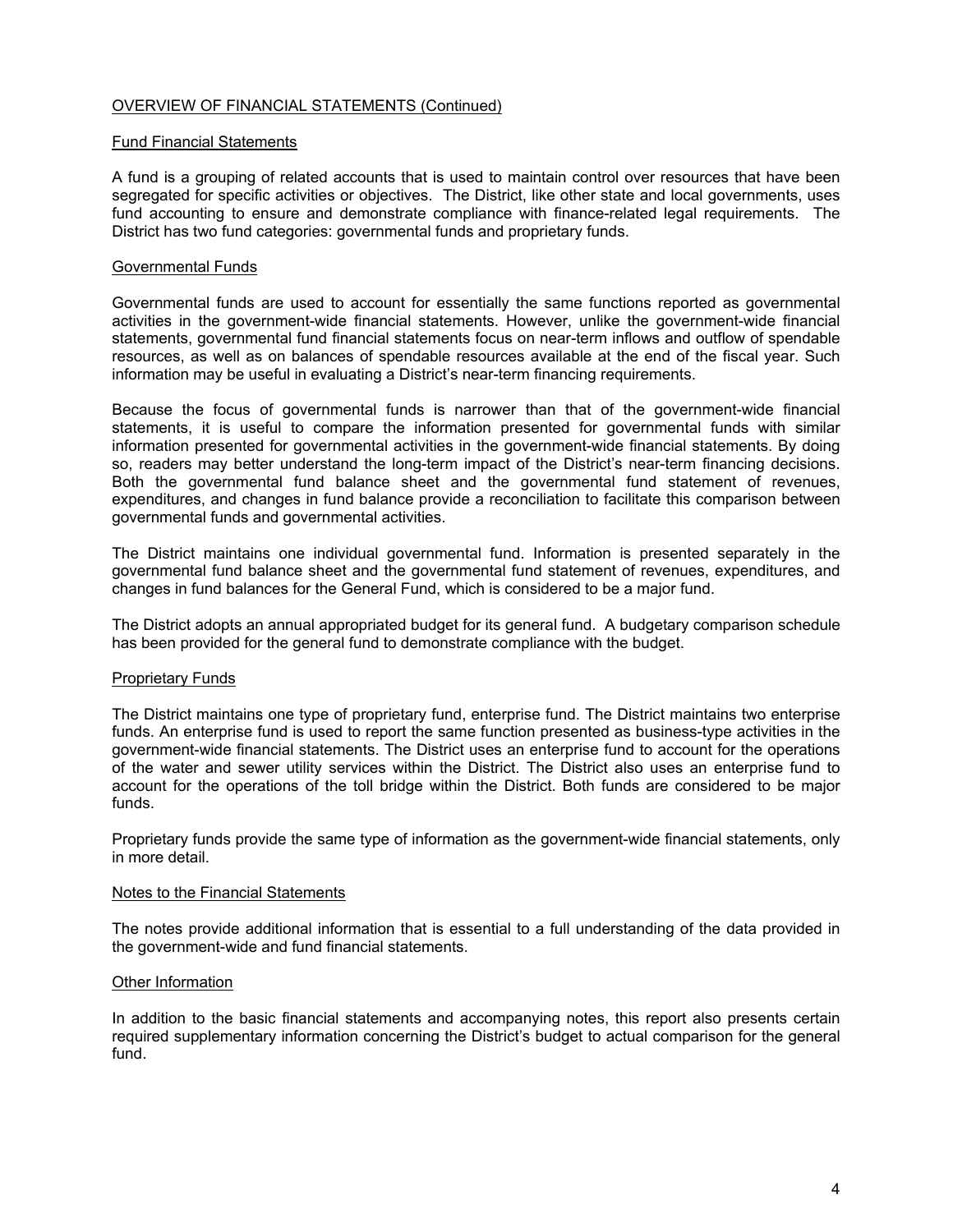## OVERVIEW OF FINANCIAL STATEMENTS (Continued)

### Fund Financial Statements

A fund is a grouping of related accounts that is used to maintain control over resources that have been segregated for specific activities or objectives. The District, like other state and local governments, uses fund accounting to ensure and demonstrate compliance with finance-related legal requirements. The District has two fund categories: governmental funds and proprietary funds.

### Governmental Funds

Governmental funds are used to account for essentially the same functions reported as governmental activities in the government-wide financial statements. However, unlike the government-wide financial statements, governmental fund financial statements focus on near-term inflows and outflow of spendable resources, as well as on balances of spendable resources available at the end of the fiscal year. Such information may be useful in evaluating a District's near-term financing requirements.

Because the focus of governmental funds is narrower than that of the government-wide financial statements, it is useful to compare the information presented for governmental funds with similar information presented for governmental activities in the government-wide financial statements. By doing so, readers may better understand the long-term impact of the District's near-term financing decisions. Both the governmental fund balance sheet and the governmental fund statement of revenues, expenditures, and changes in fund balance provide a reconciliation to facilitate this comparison between governmental funds and governmental activities.

The District maintains one individual governmental fund. Information is presented separately in the governmental fund balance sheet and the governmental fund statement of revenues, expenditures, and changes in fund balances for the General Fund, which is considered to be a major fund.

The District adopts an annual appropriated budget for its general fund. A budgetary comparison schedule has been provided for the general fund to demonstrate compliance with the budget.

### Proprietary Funds

The District maintains one type of proprietary fund, enterprise fund. The District maintains two enterprise funds. An enterprise fund is used to report the same function presented as business-type activities in the government-wide financial statements. The District uses an enterprise fund to account for the operations of the water and sewer utility services within the District. The District also uses an enterprise fund to account for the operations of the toll bridge within the District. Both funds are considered to be major funds.

Proprietary funds provide the same type of information as the government-wide financial statements, only in more detail.

### Notes to the Financial Statements

The notes provide additional information that is essential to a full understanding of the data provided in the government-wide and fund financial statements.

### Other Information

In addition to the basic financial statements and accompanying notes, this report also presents certain required supplementary information concerning the District's budget to actual comparison for the general fund.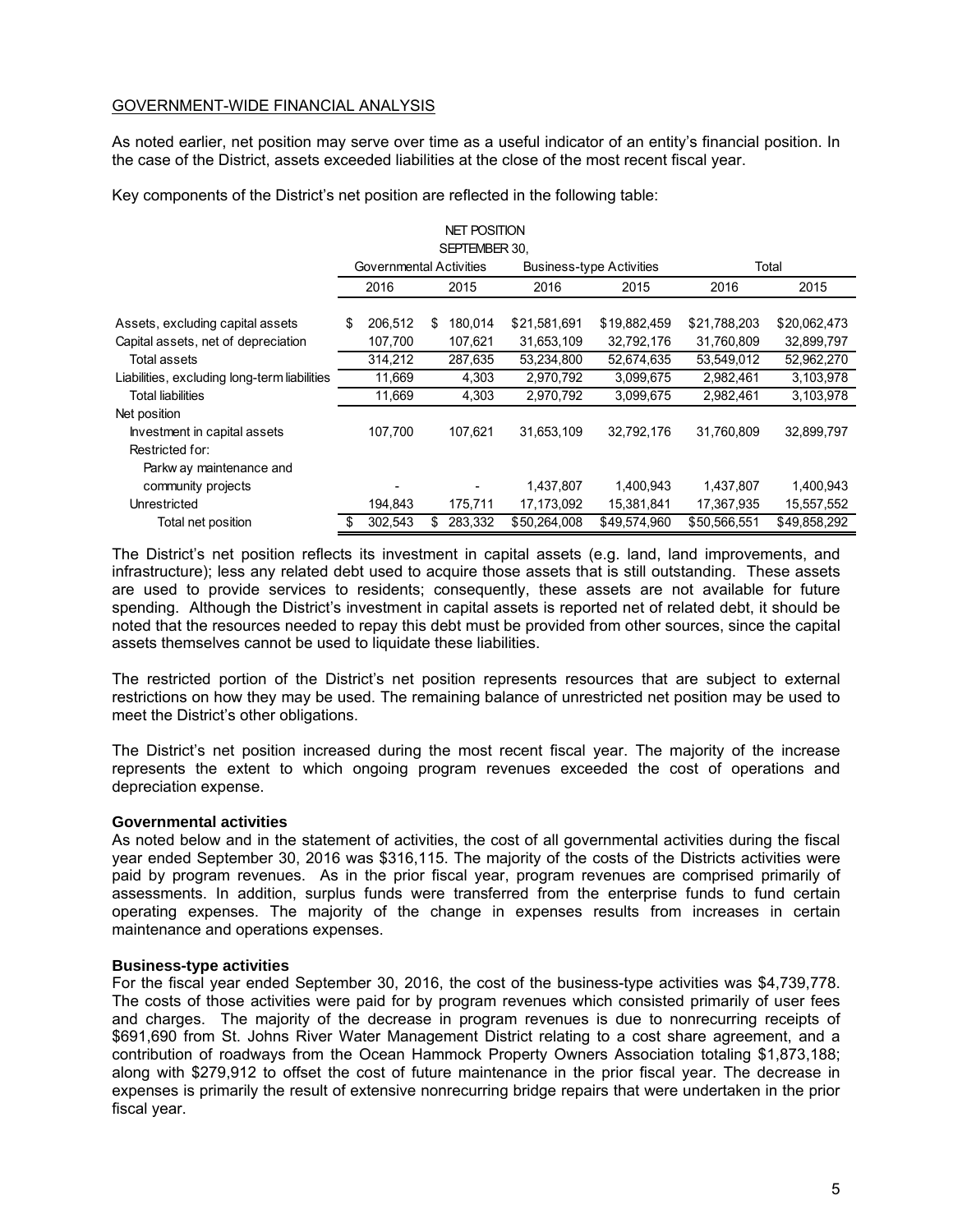GOVERNMENT-WIDE FINANCIAL ANALYSIS

As noted earlier, net position may serve over time as a useful indicator of an entity's financial position. In the case of the District, assets exceeded liabilities at the close of the most recent fiscal year.

Key components of the District's net position are reflected in the following table:

NET POSITION
SEPTEMBER 30,

| | Governmental Activities | | Business-type Activities | | Total | |
|---|---|---|---|---|---|---|
| | 2016 | 2015 | 2016 | 2015 | 2016 | 2015 |
| Assets, excluding capital assets | $ 206,512 | $ 180,014 | $21,581,691 | $19,882,459 | $21,788,203 | $20,062,473 |
| Capital assets, net of depreciation | 107,700 | 107,621 | 31,653,109 | 32,792,176 | 31,760,809 | 32,899,797 |
| Total assets | 314,212 | 287,635 | 53,234,800 | 52,674,635 | 53,549,012 | 52,962,270 |
| Liabilities, excluding long-term liabilities | 11,669 | 4,303 | 2,970,792 | 3,099,675 | 2,982,461 | 3,103,978 |
| Total liabilities | 11,669 | 4,303 | 2,970,792 | 3,099,675 | 2,982,461 | 3,103,978 |
| Net position | | | | | | |
| Investment in capital assets | 107,700 | 107,621 | 31,653,109 | 32,792,176 | 31,760,809 | 32,899,797 |
| Restricted for: | | | | | | |
| Parkway maintenance and community projects | - | - | 1,437,807 | 1,400,943 | 1,437,807 | 1,400,943 |
| Unrestricted | 194,843 | 175,711 | 17,173,092 | 15,381,841 | 17,367,935 | 15,557,552 |
| Total net position | $ 302,543 | $ 283,332 | $50,264,008 | $49,574,960 | $50,566,551 | $49,858,292 |

The District's net position reflects its investment in capital assets (e.g. land, land improvements, and infrastructure); less any related debt used to acquire those assets that is still outstanding. These assets are used to provide services to residents; consequently, these assets are not available for future spending. Although the District's investment in capital assets is reported net of related debt, it should be noted that the resources needed to repay this debt must be provided from other sources, since the capital assets themselves cannot be used to liquidate these liabilities.

The restricted portion of the District's net position represents resources that are subject to external restrictions on how they may be used. The remaining balance of unrestricted net position may be used to meet the District's other obligations.

The District's net position increased during the most recent fiscal year. The majority of the increase represents the extent to which ongoing program revenues exceeded the cost of operations and depreciation expense.

**Governmental activities**
As noted below and in the statement of activities, the cost of all governmental activities during the fiscal year ended September 30, 2016 was $316,115. The majority of the costs of the Districts activities were paid by program revenues. As in the prior fiscal year, program revenues are comprised primarily of assessments. In addition, surplus funds were transferred from the enterprise funds to fund certain operating expenses. The majority of the change in expenses results from increases in certain maintenance and operations expenses.

**Business-type activities**
For the fiscal year ended September 30, 2016, the cost of the business-type activities was $4,739,778. The costs of those activities were paid for by program revenues which consisted primarily of user fees and charges. The majority of the decrease in program revenues is due to nonrecurring receipts of $691,690 from St. Johns River Water Management District relating to a cost share agreement, and a contribution of roadways from the Ocean Hammock Property Owners Association totaling $1,873,188; along with $279,912 to offset the cost of future maintenance in the prior fiscal year. The decrease in expenses is primarily the result of extensive nonrecurring bridge repairs that were undertaken in the prior fiscal year.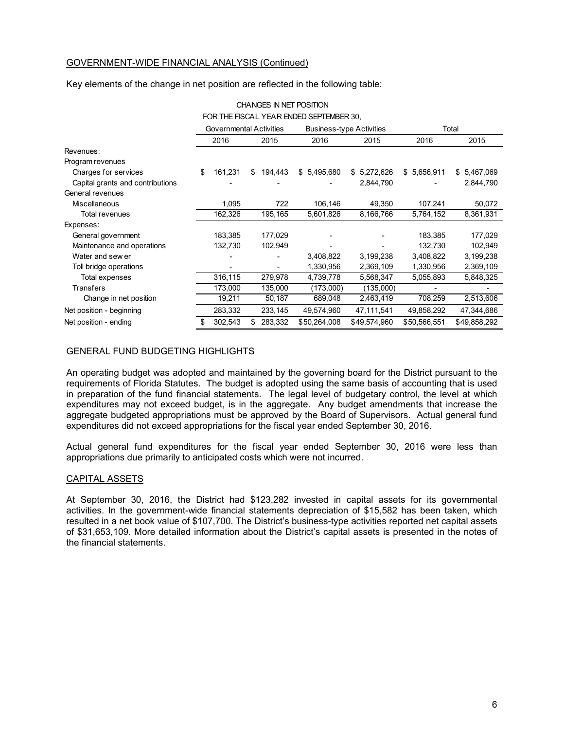GOVERNMENT-WIDE FINANCIAL ANALYSIS (Continued)

Key elements of the change in net position are reflected in the following table:

CHANGES IN NET POSITION
FOR THE FISCAL YEAR ENDED SEPTEMBER 30,

| | Governmental Activities | | Business-type Activities | | Total | |
|---|---|---|---|---|---|---|
| | 2016 | 2015 | 2016 | 2015 | 2016 | 2015 |
| Revenues: | | | | | | |
| Program revenues | | | | | | |
| Charges for services | $ 161,231 | $ 194,443 | $ 5,495,680 | $ 5,272,626 | $ 5,656,911 | $ 5,467,069 |
| Capital grants and contributions | - | - | - | 2,844,790 | - | 2,844,790 |
| General revenues | | | | | | |
| Miscellaneous | 1,095 | 722 | 106,146 | 49,350 | 107,241 | 50,072 |
| Total revenues | 162,326 | 195,165 | 5,601,826 | 8,166,766 | 5,764,152 | 8,361,931 |
| Expenses: | | | | | | |
| General government | 183,385 | 177,029 | - | - | 183,385 | 177,029 |
| Maintenance and operations | 132,730 | 102,949 | - | - | 132,730 | 102,949 |
| Water and sewer | - | - | 3,408,822 | 3,199,238 | 3,408,822 | 3,199,238 |
| Toll bridge operations | - | - | 1,330,956 | 2,369,109 | 1,330,956 | 2,369,109 |
| Total expenses | 316,115 | 279,978 | 4,739,778 | 5,568,347 | 5,055,893 | 5,848,325 |
| Transfers | 173,000 | 135,000 | (173,000) | (135,000) | - | - |
| Change in net position | 19,211 | 50,187 | 689,048 | 2,463,419 | 708,259 | 2,513,606 |
| Net position - beginning | 283,332 | 233,145 | 49,574,960 | 47,111,541 | 49,858,292 | 47,344,686 |
| Net position - ending | $ 302,543 | $ 283,332 | $50,264,008 | $49,574,960 | $50,566,551 | $49,858,292 |

GENERAL FUND BUDGETING HIGHLIGHTS

An operating budget was adopted and maintained by the governing board for the District pursuant to the requirements of Florida Statutes. The budget is adopted using the same basis of accounting that is used in preparation of the fund financial statements. The legal level of budgetary control, the level at which expenditures may not exceed budget, is in the aggregate. Any budget amendments that increase the aggregate budgeted appropriations must be approved by the Board of Supervisors. Actual general fund expenditures did not exceed appropriations for the fiscal year ended September 30, 2016.

Actual general fund expenditures for the fiscal year ended September 30, 2016 were less than appropriations due primarily to anticipated costs which were not incurred.

CAPITAL ASSETS

At September 30, 2016, the District had $123,282 invested in capital assets for its governmental activities. In the government-wide financial statements depreciation of $15,582 has been taken, which resulted in a net book value of $107,700. The District's business-type activities reported net capital assets of $31,653,109. More detailed information about the District's capital assets is presented in the notes of the financial statements.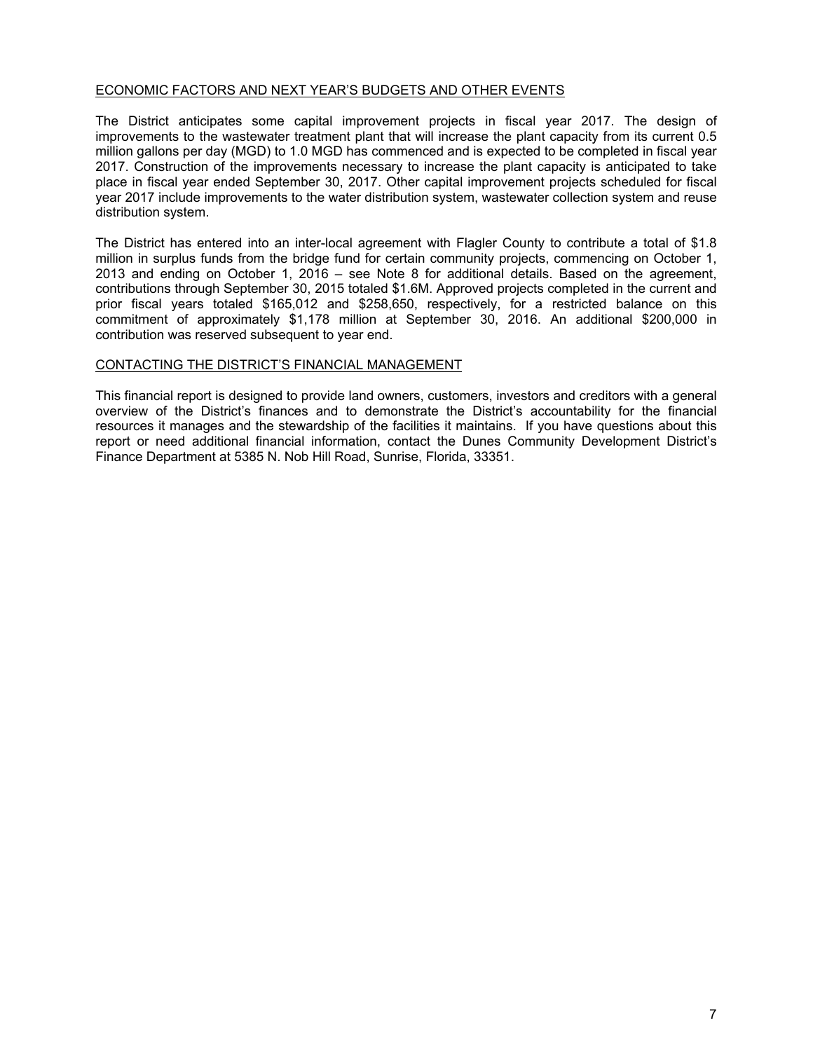## ECONOMIC FACTORS AND NEXT YEAR'S BUDGETS AND OTHER EVENTS

The District anticipates some capital improvement projects in fiscal year 2017. The design of improvements to the wastewater treatment plant that will increase the plant capacity from its current 0.5 million gallons per day (MGD) to 1.0 MGD has commenced and is expected to be completed in fiscal year 2017. Construction of the improvements necessary to increase the plant capacity is anticipated to take place in fiscal year ended September 30, 2017. Other capital improvement projects scheduled for fiscal year 2017 include improvements to the water distribution system, wastewater collection system and reuse distribution system.

The District has entered into an inter-local agreement with Flagler County to contribute a total of $1.8 million in surplus funds from the bridge fund for certain community projects, commencing on October 1, 2013 and ending on October 1, 2016 – see Note 8 for additional details. Based on the agreement, contributions through September 30, 2015 totaled $1.6M. Approved projects completed in the current and prior fiscal years totaled $165,012 and $258,650, respectively, for a restricted balance on this commitment of approximately $1,178 million at September 30, 2016. An additional $200,000 in contribution was reserved subsequent to year end.

## CONTACTING THE DISTRICT'S FINANCIAL MANAGEMENT

This financial report is designed to provide land owners, customers, investors and creditors with a general overview of the District's finances and to demonstrate the District's accountability for the financial resources it manages and the stewardship of the facilities it maintains. If you have questions about this report or need additional financial information, contact the Dunes Community Development District's Finance Department at 5385 N. Nob Hill Road, Sunrise, Florida, 33351.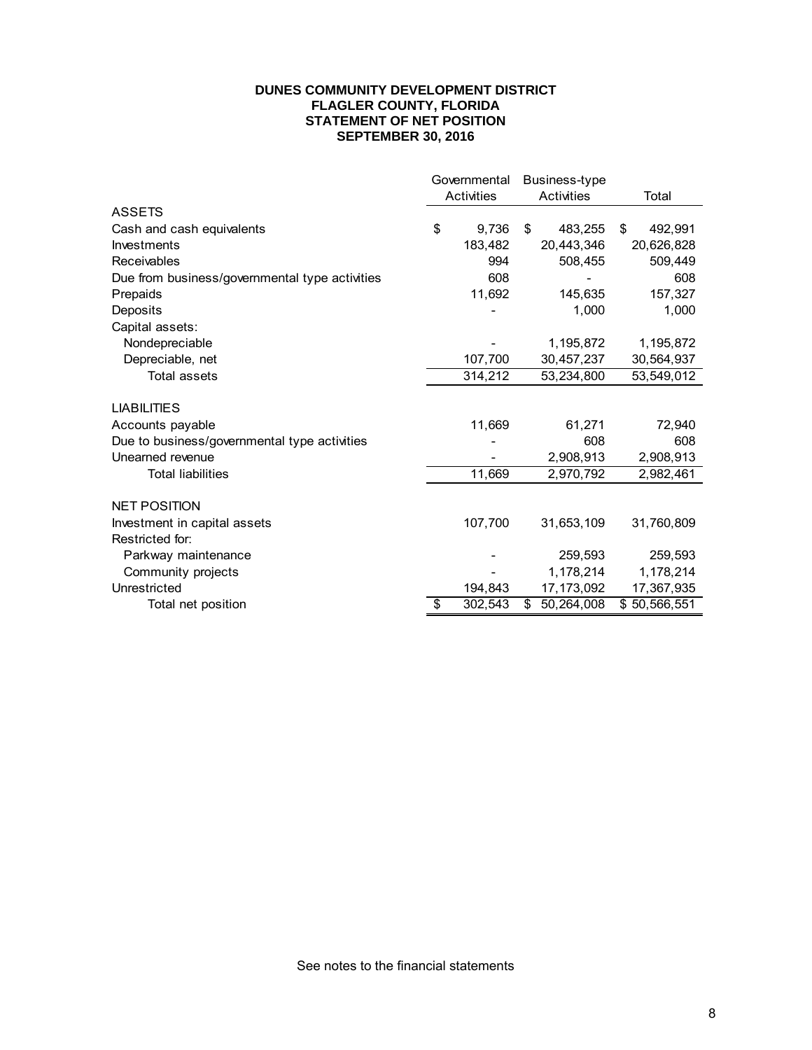**DUNES COMMUNITY DEVELOPMENT DISTRICT**
**FLAGLER COUNTY, FLORIDA**
**STATEMENT OF NET POSITION**
**SEPTEMBER 30, 2016**

| | Governmental Activities | Business-type Activities | Total |
|---|---|---|---|
| ASSETS | | | |
| Cash and cash equivalents | $ 9,736 | $ 483,255 | $ 492,991 |
| Investments | 183,482 | 20,443,346 | 20,626,828 |
| Receivables | 994 | 508,455 | 509,449 |
| Due from business/governmental type activities | 608 | - | 608 |
| Prepaids | 11,692 | 145,635 | 157,327 |
| Deposits | - | 1,000 | 1,000 |
| Capital assets: | | | |
| Nondepreciable | - | 1,195,872 | 1,195,872 |
| Depreciable, net | 107,700 | 30,457,237 | 30,564,937 |
| Total assets | 314,212 | 53,234,800 | 53,549,012 |
| | | | |
| LIABILITIES | | | |
| Accounts payable | 11,669 | 61,271 | 72,940 |
| Due to business/governmental type activities | - | 608 | 608 |
| Unearned revenue | - | 2,908,913 | 2,908,913 |
| Total liabilities | 11,669 | 2,970,792 | 2,982,461 |
| | | | |
| NET POSITION | | | |
| Investment in capital assets | 107,700 | 31,653,109 | 31,760,809 |
| Restricted for: | | | |
| Parkway maintenance | - | 259,593 | 259,593 |
| Community projects | - | 1,178,214 | 1,178,214 |
| Unrestricted | 194,843 | 17,173,092 | 17,367,935 |
| Total net position | $ 302,543 | $ 50,264,008 | $ 50,566,551 |

See notes to the financial statements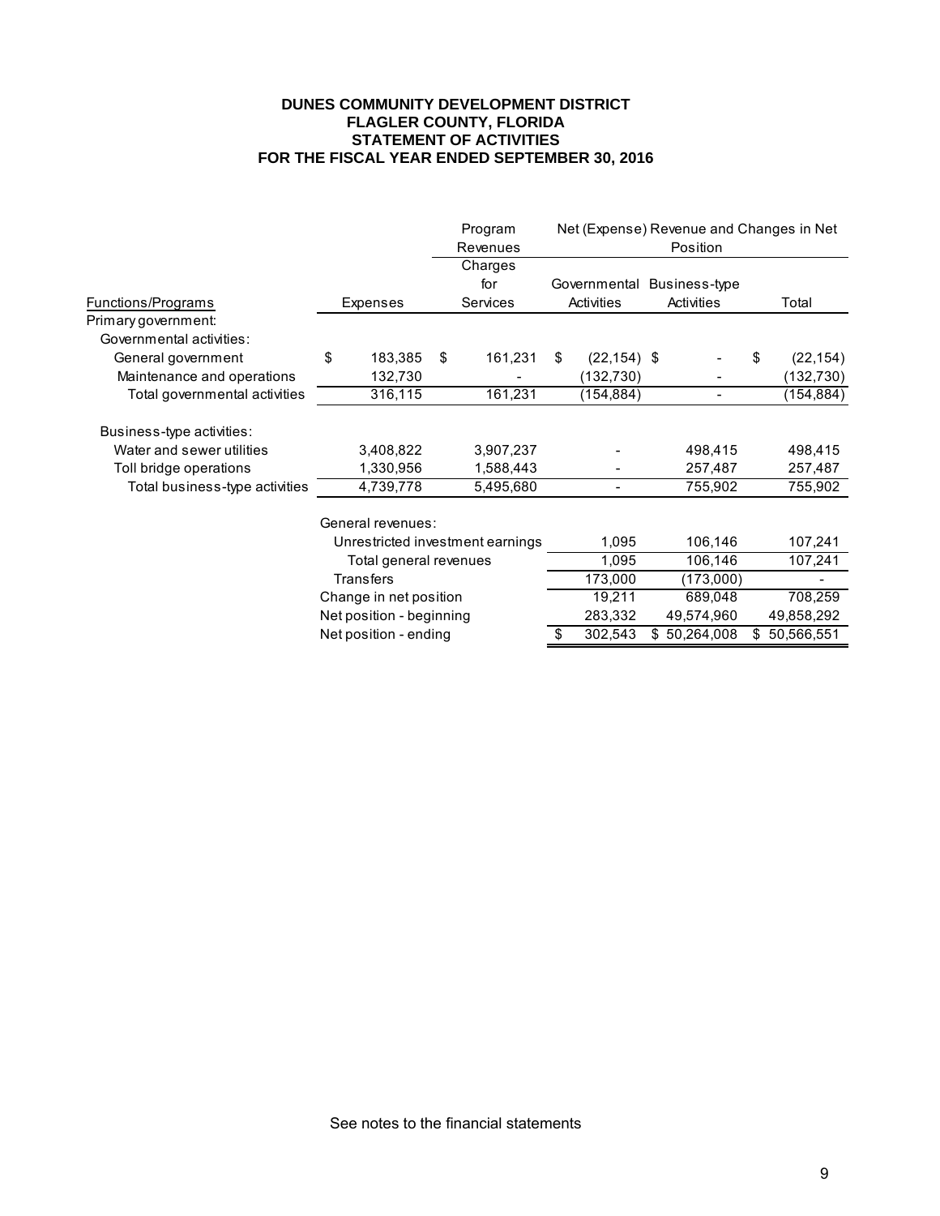**DUNES COMMUNITY DEVELOPMENT DISTRICT**
**FLAGLER COUNTY, FLORIDA**
**STATEMENT OF ACTIVITIES**
**FOR THE FISCAL YEAR ENDED SEPTEMBER 30, 2016**

| | | Program Revenues | Net (Expense) Revenue and Changes in Net Position | | |
|---|---|---|---|---|---|
| Functions/Programs | Expenses | Charges for Services | Governmental Activities | Business-type Activities | Total |
| Primary government: | | | | | |
| Governmental activities: | | | | | |
| General government | $ 183,385 | $ 161,231 | $ (22,154) | $ - | $ (22,154) |
| Maintenance and operations | 132,730 | - | (132,730) | - | (132,730) |
| Total governmental activities | 316,115 | 161,231 | (154,884) | - | (154,884) |
| Business-type activities: | | | | | |
| Water and sewer utilities | 3,408,822 | 3,907,237 | - | 498,415 | 498,415 |
| Toll bridge operations | 1,330,956 | 1,588,443 | - | 257,487 | 257,487 |
| Total business-type activities | 4,739,778 | 5,495,680 | - | 755,902 | 755,902 |
| | General revenues: | | | | |
| | Unrestricted investment earnings | | 1,095 | 106,146 | 107,241 |
| | Total general revenues | | 1,095 | 106,146 | 107,241 |
| | Transfers | | 173,000 | (173,000) | - |
| | Change in net position | | 19,211 | 689,048 | 708,259 |
| | Net position - beginning | | 283,332 | 49,574,960 | 49,858,292 |
| | Net position - ending | | $ 302,543 | $ 50,264,008 | $ 50,566,551 |

See notes to the financial statements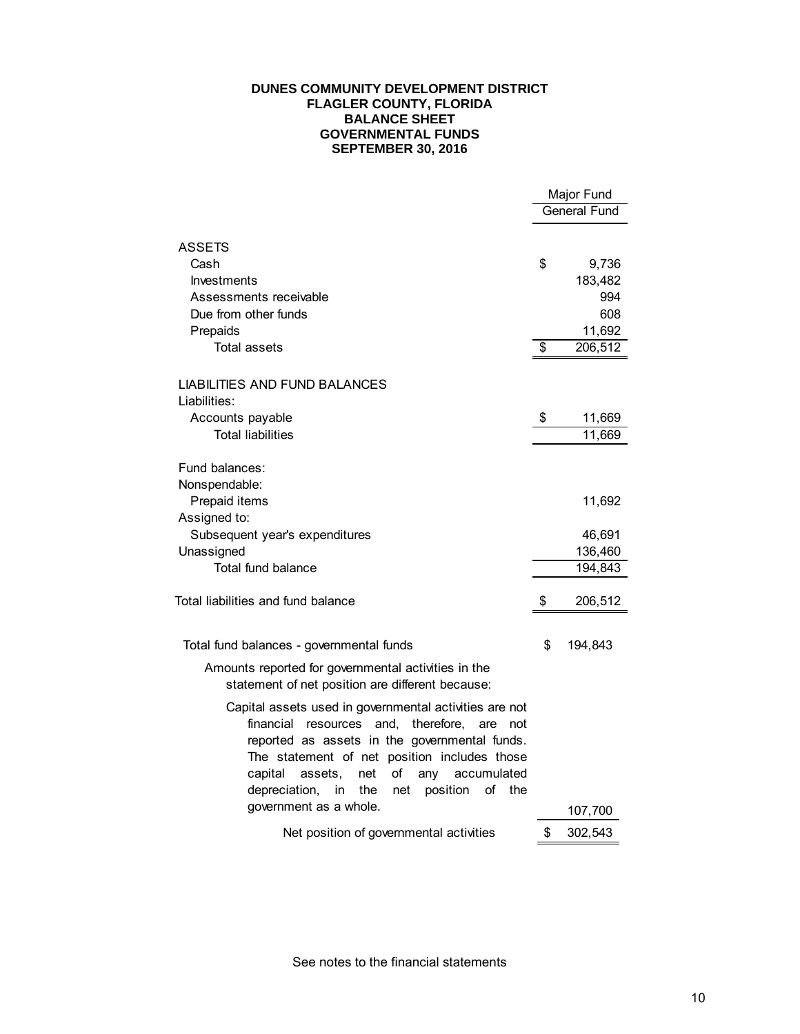**DUNES COMMUNITY DEVELOPMENT DISTRICT**
**FLAGLER COUNTY, FLORIDA**
**BALANCE SHEET**
**GOVERNMENTAL FUNDS**
**SEPTEMBER 30, 2016**

| | Major Fund |
|---|---|
| | General Fund |
| **ASSETS** | |
| Cash | $ 9,736 |
| Investments | 183,482 |
| Assessments receivable | 994 |
| Due from other funds | 608 |
| Prepaids | 11,692 |
| Total assets | $ 206,512 |
| **LIABILITIES AND FUND BALANCES** | |
| Liabilities: | |
| Accounts payable | $ 11,669 |
| Total liabilities | 11,669 |
| Fund balances: | |
| Nonspendable: | |
| Prepaid items | 11,692 |
| Assigned to: | |
| Subsequent year's expenditures | 46,691 |
| Unassigned | 136,460 |
| Total fund balance | 194,843 |
| Total liabilities and fund balance | $ 206,512 |

| | |
|---|---|
| Total fund balances - governmental funds | $ 194,843 |
| Amounts reported for governmental activities in the statement of net position are different because: | |
| Capital assets used in governmental activities are not financial resources and, therefore, are not reported as assets in the governmental funds. The statement of net position includes those capital assets, net of any accumulated depreciation, in the net position of the government as a whole. | 107,700 |
| Net position of governmental activities | $ 302,543 |

See notes to the financial statements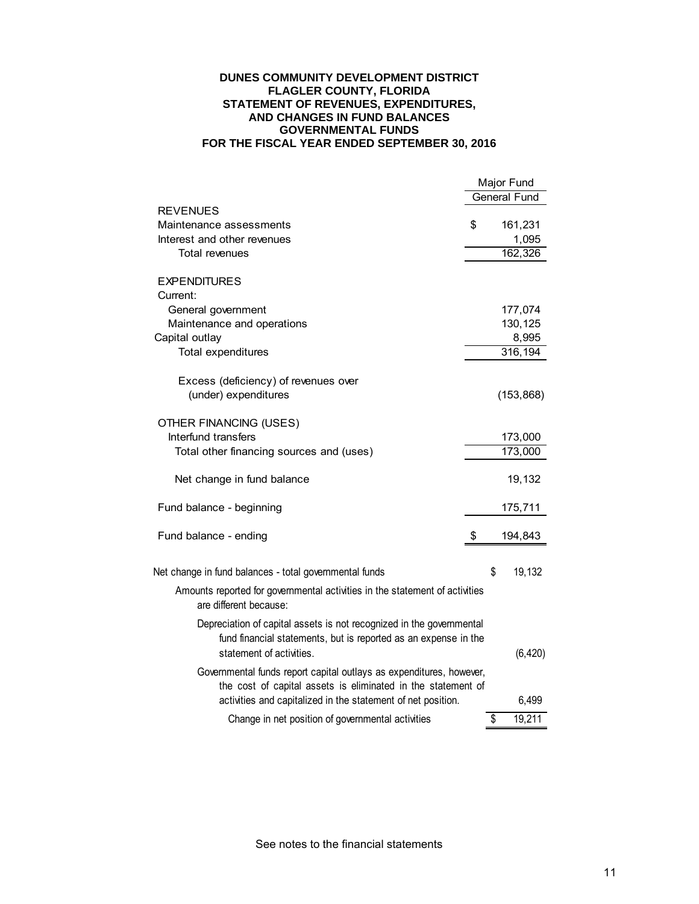**DUNES COMMUNITY DEVELOPMENT DISTRICT**
**FLAGLER COUNTY, FLORIDA**
**STATEMENT OF REVENUES, EXPENDITURES, AND CHANGES IN FUND BALANCES**
**GOVERNMENTAL FUNDS**
**FOR THE FISCAL YEAR ENDED SEPTEMBER 30, 2016**

| | Major Fund |
|---|---|
| | General Fund |
| **REVENUES** | |
| Maintenance assessments | $ 161,231 |
| Interest and other revenues | 1,095 |
| Total revenues | 162,326 |
| | |
| **EXPENDITURES** | |
| Current: | |
| General government | 177,074 |
| Maintenance and operations | 130,125 |
| Capital outlay | 8,995 |
| Total expenditures | 316,194 |
| | |
| Excess (deficiency) of revenues over (under) expenditures | (153,868) |
| | |
| **OTHER FINANCING (USES)** | |
| Interfund transfers | 173,000 |
| Total other financing sources and (uses) | 173,000 |
| | |
| Net change in fund balance | 19,132 |
| | |
| Fund balance - beginning | 175,711 |
| | |
| Fund balance - ending | $ 194,843 |

| | |
|---|---|
| Net change in fund balances - total governmental funds | $ 19,132 |
| Amounts reported for governmental activities in the statement of activities are different because: | |
| Depreciation of capital assets is not recognized in the governmental fund financial statements, but is reported as an expense in the statement of activities. | (6,420) |
| Governmental funds report capital outlays as expenditures, however, the cost of capital assets is eliminated in the statement of activities and capitalized in the statement of net position. | 6,499 |
| Change in net position of governmental activities | $ 19,211 |

See notes to the financial statements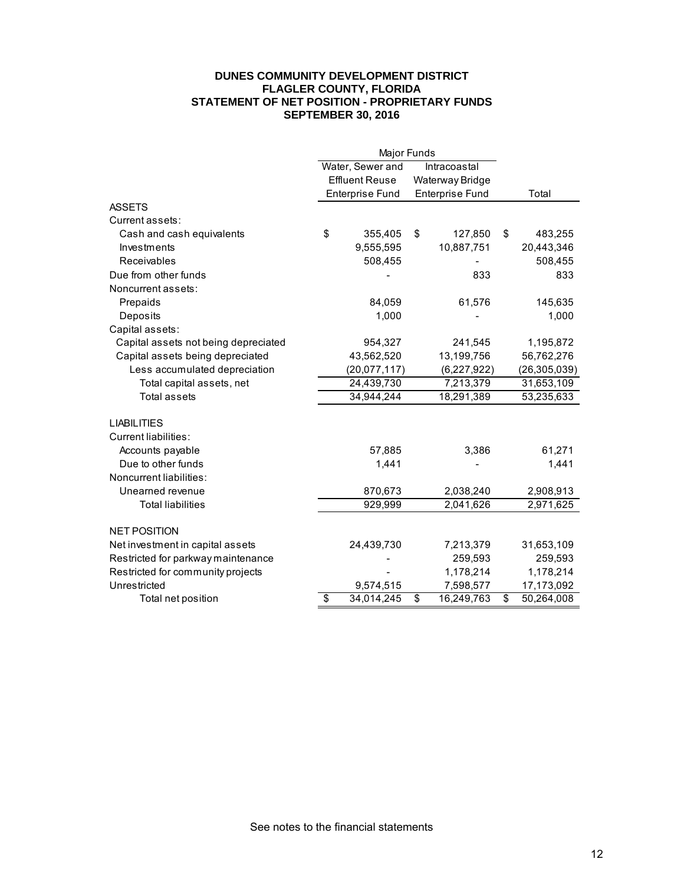# DUNES COMMUNITY DEVELOPMENT DISTRICT
## FLAGLER COUNTY, FLORIDA
## STATEMENT OF NET POSITION - PROPRIETARY FUNDS
## SEPTEMBER 30, 2016

| | Major Funds | | |
|---|---|---|---|
| | Water, Sewer and Effluent Reuse Enterprise Fund | Intracoastal Waterway Bridge Enterprise Fund | Total |
| **ASSETS** | | | |
| Current assets: | | | |
| Cash and cash equivalents | $ 355,405 | $ 127,850 | $ 483,255 |
| Investments | 9,555,595 | 10,887,751 | 20,443,346 |
| Receivables | 508,455 | - | 508,455 |
| Due from other funds | - | 833 | 833 |
| Noncurrent assets: | | | |
| Prepaids | 84,059 | 61,576 | 145,635 |
| Deposits | 1,000 | - | 1,000 |
| Capital assets: | | | |
| Capital assets not being depreciated | 954,327 | 241,545 | 1,195,872 |
| Capital assets being depreciated | 43,562,520 | 13,199,756 | 56,762,276 |
| Less accumulated depreciation | (20,077,117) | (6,227,922) | (26,305,039) |
| Total capital assets, net | 24,439,730 | 7,213,379 | 31,653,109 |
| Total assets | 34,944,244 | 18,291,389 | 53,235,633 |
| | | | |
| **LIABILITIES** | | | |
| Current liabilities: | | | |
| Accounts payable | 57,885 | 3,386 | 61,271 |
| Due to other funds | 1,441 | - | 1,441 |
| Noncurrent liabilities: | | | |
| Unearned revenue | 870,673 | 2,038,240 | 2,908,913 |
| Total liabilities | 929,999 | 2,041,626 | 2,971,625 |
| | | | |
| **NET POSITION** | | | |
| Net investment in capital assets | 24,439,730 | 7,213,379 | 31,653,109 |
| Restricted for parkway maintenance | - | 259,593 | 259,593 |
| Restricted for community projects | - | 1,178,214 | 1,178,214 |
| Unrestricted | 9,574,515 | 7,598,577 | 17,173,092 |
| Total net position | $ 34,014,245 | $ 16,249,763 | $ 50,264,008 |

See notes to the financial statements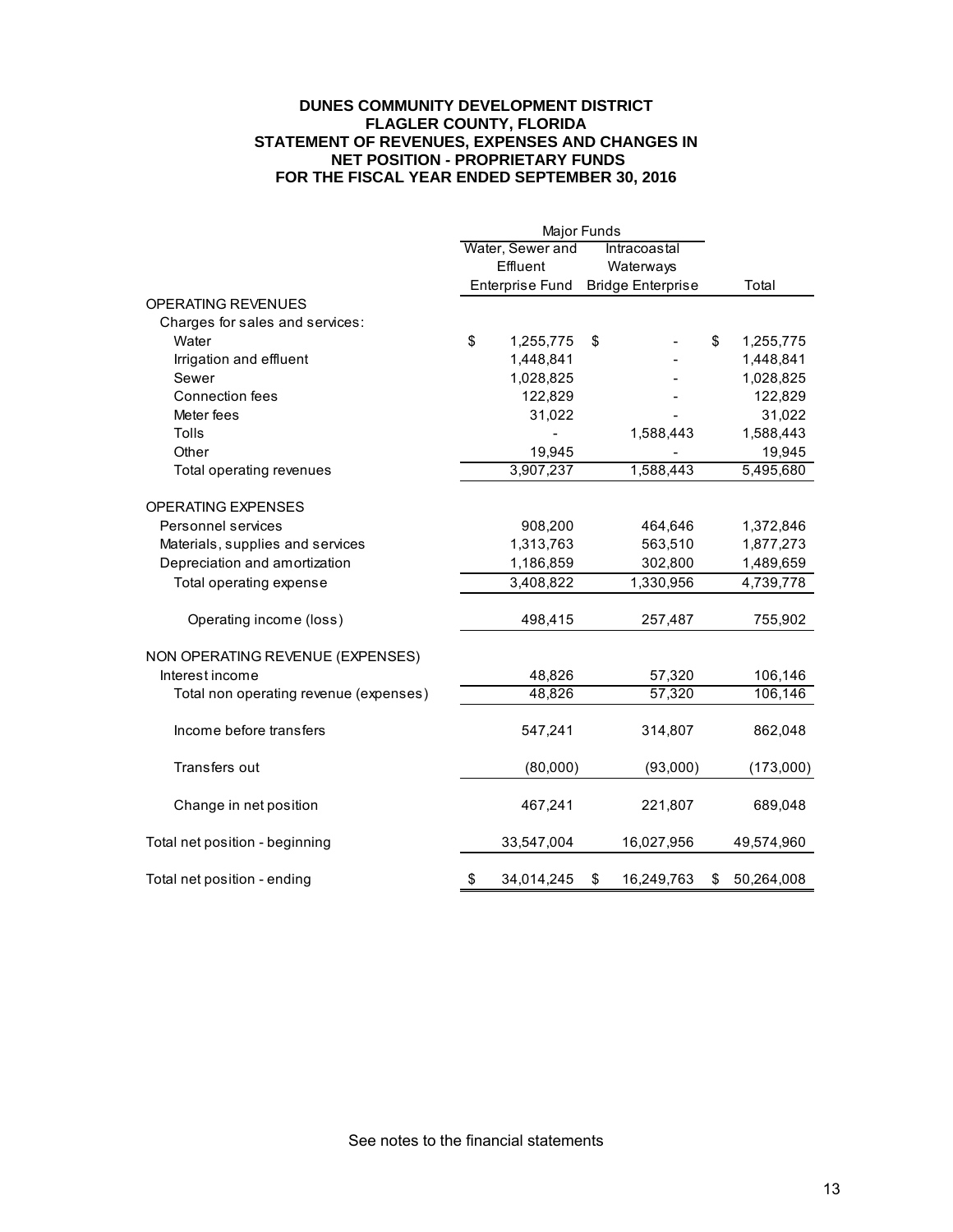# DUNES COMMUNITY DEVELOPMENT DISTRICT
## FLAGLER COUNTY, FLORIDA
## STATEMENT OF REVENUES, EXPENSES AND CHANGES IN NET POSITION - PROPRIETARY FUNDS
## FOR THE FISCAL YEAR ENDED SEPTEMBER 30, 2016

| | Major Funds | | |
|---|---|---|---|
| | Water, Sewer and Effluent Enterprise Fund | Intracoastal Waterways Bridge Enterprise | Total |
| OPERATING REVENUES | | | |
| Charges for sales and services: | | | |
| Water | $ 1,255,775 | $ - | $ 1,255,775 |
| Irrigation and effluent | 1,448,841 | - | 1,448,841 |
| Sewer | 1,028,825 | - | 1,028,825 |
| Connection fees | 122,829 | - | 122,829 |
| Meter fees | 31,022 | - | 31,022 |
| Tolls | - | 1,588,443 | 1,588,443 |
| Other | 19,945 | - | 19,945 |
| Total operating revenues | 3,907,237 | 1,588,443 | 5,495,680 |
| | | | |
| OPERATING EXPENSES | | | |
| Personnel services | 908,200 | 464,646 | 1,372,846 |
| Materials, supplies and services | 1,313,763 | 563,510 | 1,877,273 |
| Depreciation and amortization | 1,186,859 | 302,800 | 1,489,659 |
| Total operating expense | 3,408,822 | 1,330,956 | 4,739,778 |
| | | | |
| Operating income (loss) | 498,415 | 257,487 | 755,902 |
| | | | |
| NON OPERATING REVENUE (EXPENSES) | | | |
| Interest income | 48,826 | 57,320 | 106,146 |
| Total non operating revenue (expenses) | 48,826 | 57,320 | 106,146 |
| | | | |
| Income before transfers | 547,241 | 314,807 | 862,048 |
| | | | |
| Transfers out | (80,000) | (93,000) | (173,000) |
| | | | |
| Change in net position | 467,241 | 221,807 | 689,048 |
| | | | |
| Total net position - beginning | 33,547,004 | 16,027,956 | 49,574,960 |
| | | | |
| Total net position - ending | $ 34,014,245 | $ 16,249,763 | $ 50,264,008 |

See notes to the financial statements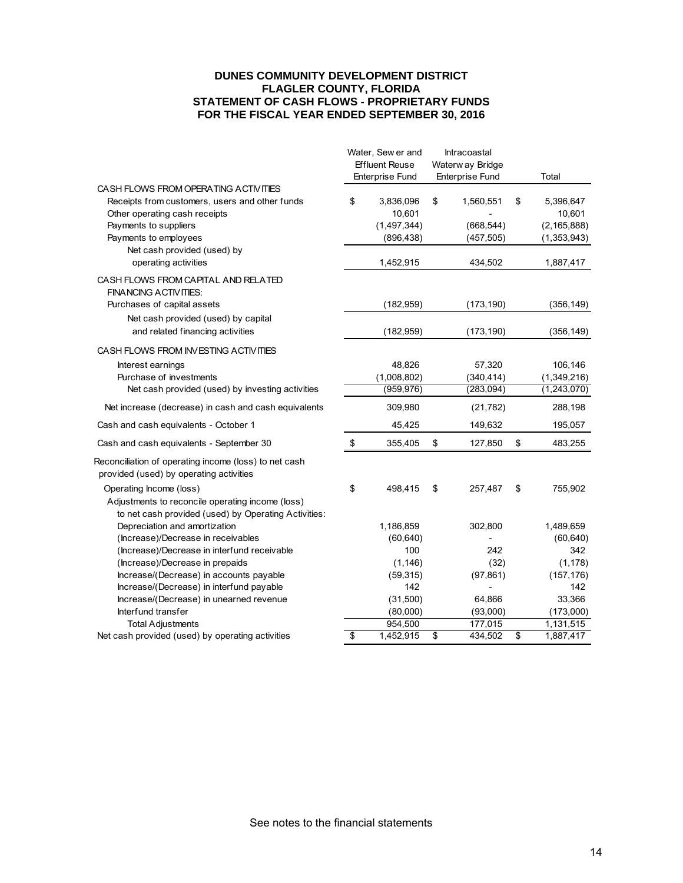# DUNES COMMUNITY DEVELOPMENT DISTRICT
## FLAGLER COUNTY, FLORIDA
## STATEMENT OF CASH FLOWS - PROPRIETARY FUNDS
## FOR THE FISCAL YEAR ENDED SEPTEMBER 30, 2016

| | Water, Sewer and Effluent Reuse Enterprise Fund | Intracoastal Waterway Bridge Enterprise Fund | Total |
|---|---|---|---|
| CASH FLOWS FROM OPERATING ACTIVITIES | | | |
| Receipts from customers, users and other funds | $ 3,836,096 | $ 1,560,551 | $ 5,396,647 |
| Other operating cash receipts | 10,601 | - | 10,601 |
| Payments to suppliers | (1,497,344) | (668,544) | (2,165,888) |
| Payments to employees | (896,438) | (457,505) | (1,353,943) |
| Net cash provided (used) by operating activities | 1,452,915 | 434,502 | 1,887,417 |
| CASH FLOWS FROM CAPITAL AND RELATED FINANCING ACTIVITIES: | | | |
| Purchases of capital assets | (182,959) | (173,190) | (356,149) |
| Net cash provided (used) by capital and related financing activities | (182,959) | (173,190) | (356,149) |
| CASH FLOWS FROM INVESTING ACTIVITIES | | | |
| Interest earnings | 48,826 | 57,320 | 106,146 |
| Purchase of investments | (1,008,802) | (340,414) | (1,349,216) |
| Net cash provided (used) by investing activities | (959,976) | (283,094) | (1,243,070) |
| Net increase (decrease) in cash and cash equivalents | 309,980 | (21,782) | 288,198 |
| Cash and cash equivalents - October 1 | 45,425 | 149,632 | 195,057 |
| Cash and cash equivalents - September 30 | $ 355,405 | $ 127,850 | $ 483,255 |
| Reconciliation of operating income (loss) to net cash provided (used) by operating activities | | | |
| Operating Income (loss) | $ 498,415 | $ 257,487 | $ 755,902 |
| Adjustments to reconcile operating income (loss) to net cash provided (used) by Operating Activities: | | | |
| Depreciation and amortization | 1,186,859 | 302,800 | 1,489,659 |
| (Increase)/Decrease in receivables | (60,640) | - | (60,640) |
| (Increase)/Decrease in interfund receivable | 100 | 242 | 342 |
| (Increase)/Decrease in prepaids | (1,146) | (32) | (1,178) |
| Increase/(Decrease) in accounts payable | (59,315) | (97,861) | (157,176) |
| Increase/(Decrease) in interfund payable | 142 | - | 142 |
| Increase/(Decrease) in unearned revenue | (31,500) | 64,866 | 33,366 |
| Interfund transfer | (80,000) | (93,000) | (173,000) |
| Total Adjustments | 954,500 | 177,015 | 1,131,515 |
| Net cash provided (used) by operating activities | $ 1,452,915 | $ 434,502 | $ 1,887,417 |

See notes to the financial statements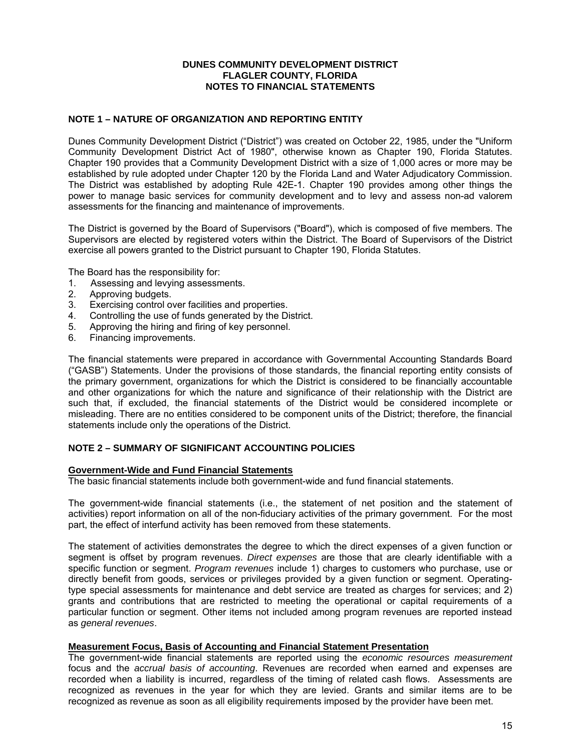**DUNES COMMUNITY DEVELOPMENT DISTRICT**
**FLAGLER COUNTY, FLORIDA**
**NOTES TO FINANCIAL STATEMENTS**

## NOTE 1 – NATURE OF ORGANIZATION AND REPORTING ENTITY

Dunes Community Development District ("District") was created on October 22, 1985, under the "Uniform Community Development District Act of 1980", otherwise known as Chapter 190, Florida Statutes. Chapter 190 provides that a Community Development District with a size of 1,000 acres or more may be established by rule adopted under Chapter 120 by the Florida Land and Water Adjudicatory Commission. The District was established by adopting Rule 42E-1. Chapter 190 provides among other things the power to manage basic services for community development and to levy and assess non-ad valorem assessments for the financing and maintenance of improvements.

The District is governed by the Board of Supervisors ("Board"), which is composed of five members. The Supervisors are elected by registered voters within the District. The Board of Supervisors of the District exercise all powers granted to the District pursuant to Chapter 190, Florida Statutes.

The Board has the responsibility for:

1. Assessing and levying assessments.
2. Approving budgets.
3. Exercising control over facilities and properties.
4. Controlling the use of funds generated by the District.
5. Approving the hiring and firing of key personnel.
6. Financing improvements.

The financial statements were prepared in accordance with Governmental Accounting Standards Board ("GASB") Statements. Under the provisions of those standards, the financial reporting entity consists of the primary government, organizations for which the District is considered to be financially accountable and other organizations for which the nature and significance of their relationship with the District are such that, if excluded, the financial statements of the District would be considered incomplete or misleading. There are no entities considered to be component units of the District; therefore, the financial statements include only the operations of the District.

## NOTE 2 – SUMMARY OF SIGNIFICANT ACCOUNTING POLICIES

### Government-Wide and Fund Financial Statements

The basic financial statements include both government-wide and fund financial statements.

The government-wide financial statements (i.e., the statement of net position and the statement of activities) report information on all of the non-fiduciary activities of the primary government. For the most part, the effect of interfund activity has been removed from these statements.

The statement of activities demonstrates the degree to which the direct expenses of a given function or segment is offset by program revenues. *Direct expenses* are those that are clearly identifiable with a specific function or segment. *Program revenues* include 1) charges to customers who purchase, use or directly benefit from goods, services or privileges provided by a given function or segment. Operating-type special assessments for maintenance and debt service are treated as charges for services; and 2) grants and contributions that are restricted to meeting the operational or capital requirements of a particular function or segment. Other items not included among program revenues are reported instead as *general revenues*.

### Measurement Focus, Basis of Accounting and Financial Statement Presentation

The government-wide financial statements are reported using the *economic resources measurement* focus and the *accrual basis of accounting*. Revenues are recorded when earned and expenses are recorded when a liability is incurred, regardless of the timing of related cash flows. Assessments are recognized as revenues in the year for which they are levied. Grants and similar items are to be recognized as revenue as soon as all eligibility requirements imposed by the provider have been met.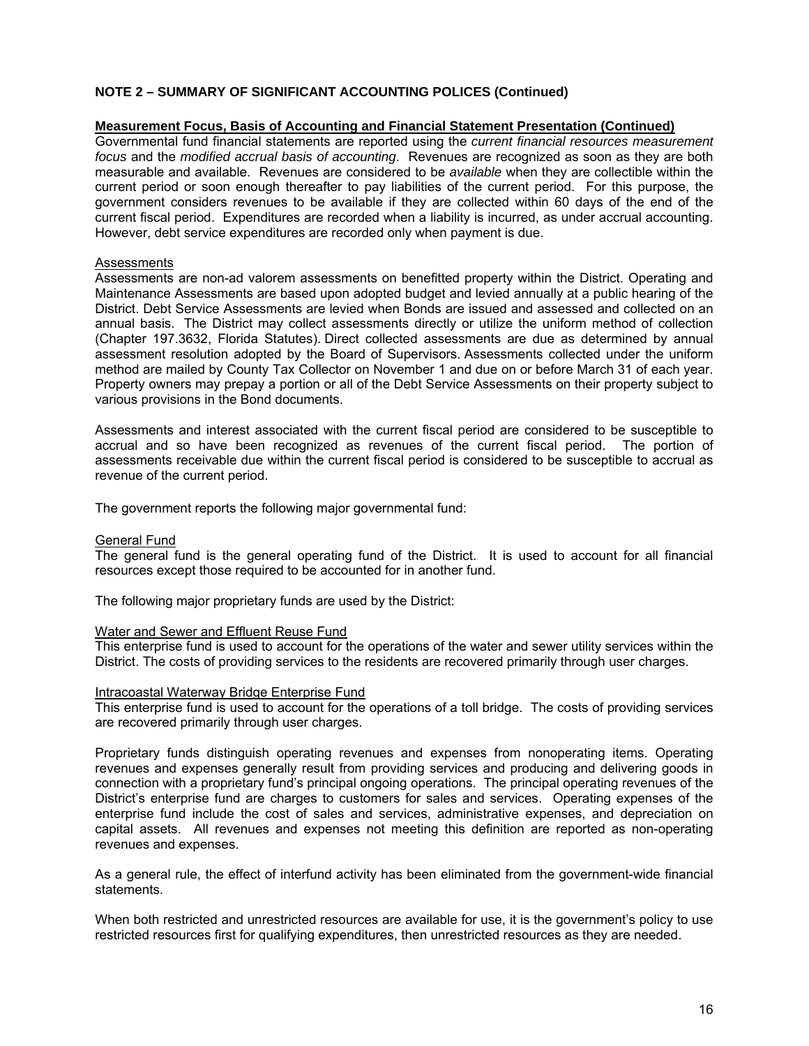**NOTE 2 – SUMMARY OF SIGNIFICANT ACCOUNTING POLICES (Continued)**

**Measurement Focus, Basis of Accounting and Financial Statement Presentation (Continued)**

Governmental fund financial statements are reported using the *current financial resources measurement focus* and the *modified accrual basis of accounting*. Revenues are recognized as soon as they are both measurable and available. Revenues are considered to be *available* when they are collectible within the current period or soon enough thereafter to pay liabilities of the current period. For this purpose, the government considers revenues to be available if they are collected within 60 days of the end of the current fiscal period. Expenditures are recorded when a liability is incurred, as under accrual accounting. However, debt service expenditures are recorded only when payment is due.

Assessments

Assessments are non-ad valorem assessments on benefitted property within the District. Operating and Maintenance Assessments are based upon adopted budget and levied annually at a public hearing of the District. Debt Service Assessments are levied when Bonds are issued and assessed and collected on an annual basis. The District may collect assessments directly or utilize the uniform method of collection (Chapter 197.3632, Florida Statutes). Direct collected assessments are due as determined by annual assessment resolution adopted by the Board of Supervisors. Assessments collected under the uniform method are mailed by County Tax Collector on November 1 and due on or before March 31 of each year. Property owners may prepay a portion or all of the Debt Service Assessments on their property subject to various provisions in the Bond documents.

Assessments and interest associated with the current fiscal period are considered to be susceptible to accrual and so have been recognized as revenues of the current fiscal period. The portion of assessments receivable due within the current fiscal period is considered to be susceptible to accrual as revenue of the current period.

The government reports the following major governmental fund:

General Fund

The general fund is the general operating fund of the District. It is used to account for all financial resources except those required to be accounted for in another fund.

The following major proprietary funds are used by the District:

Water and Sewer and Effluent Reuse Fund

This enterprise fund is used to account for the operations of the water and sewer utility services within the District. The costs of providing services to the residents are recovered primarily through user charges.

Intracoastal Waterway Bridge Enterprise Fund

This enterprise fund is used to account for the operations of a toll bridge. The costs of providing services are recovered primarily through user charges.

Proprietary funds distinguish operating revenues and expenses from nonoperating items. Operating revenues and expenses generally result from providing services and producing and delivering goods in connection with a proprietary fund's principal ongoing operations. The principal operating revenues of the District's enterprise fund are charges to customers for sales and services. Operating expenses of the enterprise fund include the cost of sales and services, administrative expenses, and depreciation on capital assets. All revenues and expenses not meeting this definition are reported as non-operating revenues and expenses.

As a general rule, the effect of interfund activity has been eliminated from the government-wide financial statements.

When both restricted and unrestricted resources are available for use, it is the government's policy to use restricted resources first for qualifying expenditures, then unrestricted resources as they are needed.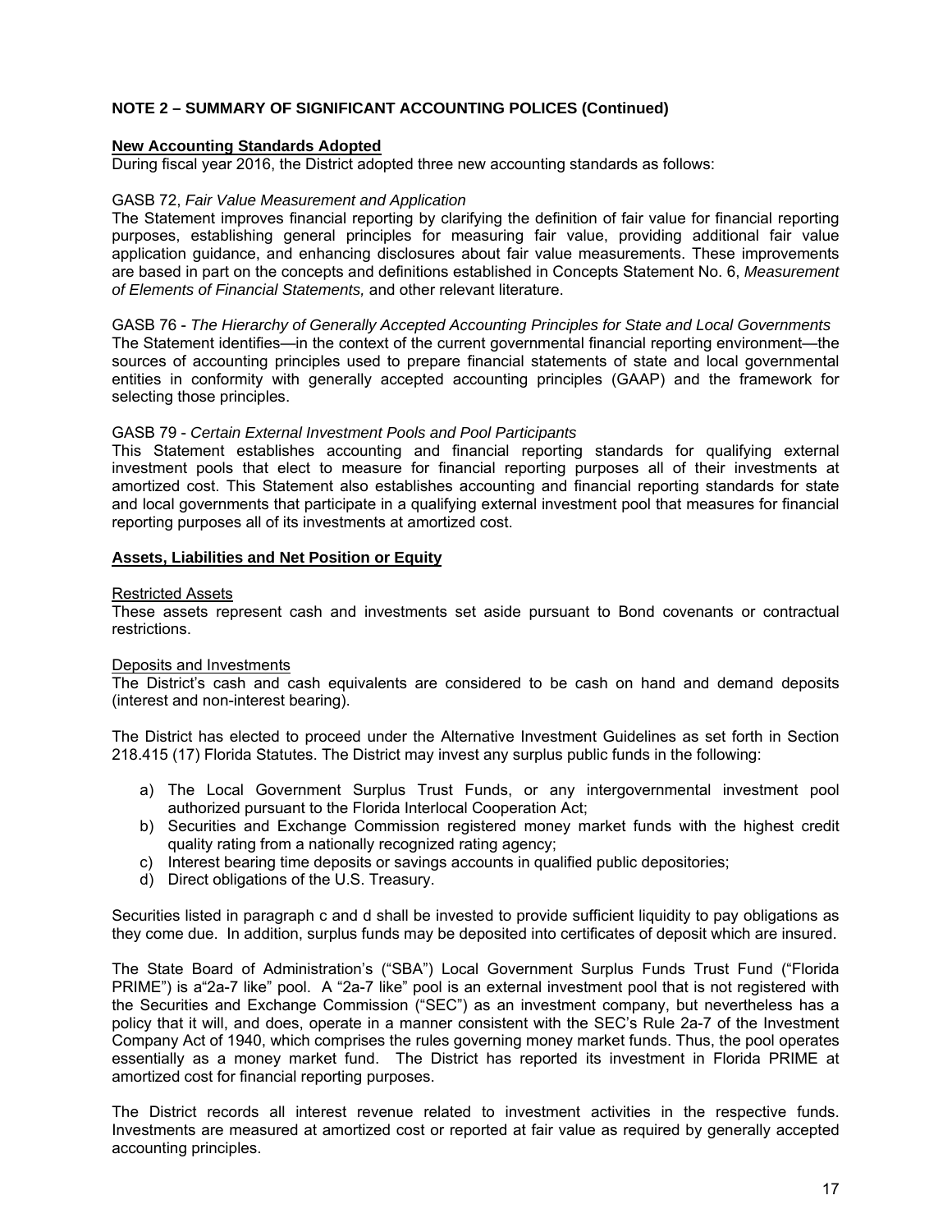**NOTE 2 – SUMMARY OF SIGNIFICANT ACCOUNTING POLICES (Continued)**

**New Accounting Standards Adopted**

During fiscal year 2016, the District adopted three new accounting standards as follows:

GASB 72, *Fair Value Measurement and Application*

The Statement improves financial reporting by clarifying the definition of fair value for financial reporting purposes, establishing general principles for measuring fair value, providing additional fair value application guidance, and enhancing disclosures about fair value measurements. These improvements are based in part on the concepts and definitions established in Concepts Statement No. 6, *Measurement of Elements of Financial Statements,* and other relevant literature.

GASB 76 - *The Hierarchy of Generally Accepted Accounting Principles for State and Local Governments*

The Statement identifies—in the context of the current governmental financial reporting environment—the sources of accounting principles used to prepare financial statements of state and local governmental entities in conformity with generally accepted accounting principles (GAAP) and the framework for selecting those principles.

GASB 79 - *Certain External Investment Pools and Pool Participants*

This Statement establishes accounting and financial reporting standards for qualifying external investment pools that elect to measure for financial reporting purposes all of their investments at amortized cost. This Statement also establishes accounting and financial reporting standards for state and local governments that participate in a qualifying external investment pool that measures for financial reporting purposes all of its investments at amortized cost.

**Assets, Liabilities and Net Position or Equity**

Restricted Assets

These assets represent cash and investments set aside pursuant to Bond covenants or contractual restrictions.

Deposits and Investments

The District's cash and cash equivalents are considered to be cash on hand and demand deposits (interest and non-interest bearing).

The District has elected to proceed under the Alternative Investment Guidelines as set forth in Section 218.415 (17) Florida Statutes. The District may invest any surplus public funds in the following:

a) The Local Government Surplus Trust Funds, or any intergovernmental investment pool authorized pursuant to the Florida Interlocal Cooperation Act;
b) Securities and Exchange Commission registered money market funds with the highest credit quality rating from a nationally recognized rating agency;
c) Interest bearing time deposits or savings accounts in qualified public depositories;
d) Direct obligations of the U.S. Treasury.

Securities listed in paragraph c and d shall be invested to provide sufficient liquidity to pay obligations as they come due. In addition, surplus funds may be deposited into certificates of deposit which are insured.

The State Board of Administration's ("SBA") Local Government Surplus Funds Trust Fund ("Florida PRIME") is a"2a-7 like" pool. A "2a-7 like" pool is an external investment pool that is not registered with the Securities and Exchange Commission ("SEC") as an investment company, but nevertheless has a policy that it will, and does, operate in a manner consistent with the SEC's Rule 2a-7 of the Investment Company Act of 1940, which comprises the rules governing money market funds. Thus, the pool operates essentially as a money market fund. The District has reported its investment in Florida PRIME at amortized cost for financial reporting purposes.

The District records all interest revenue related to investment activities in the respective funds. Investments are measured at amortized cost or reported at fair value as required by generally accepted accounting principles.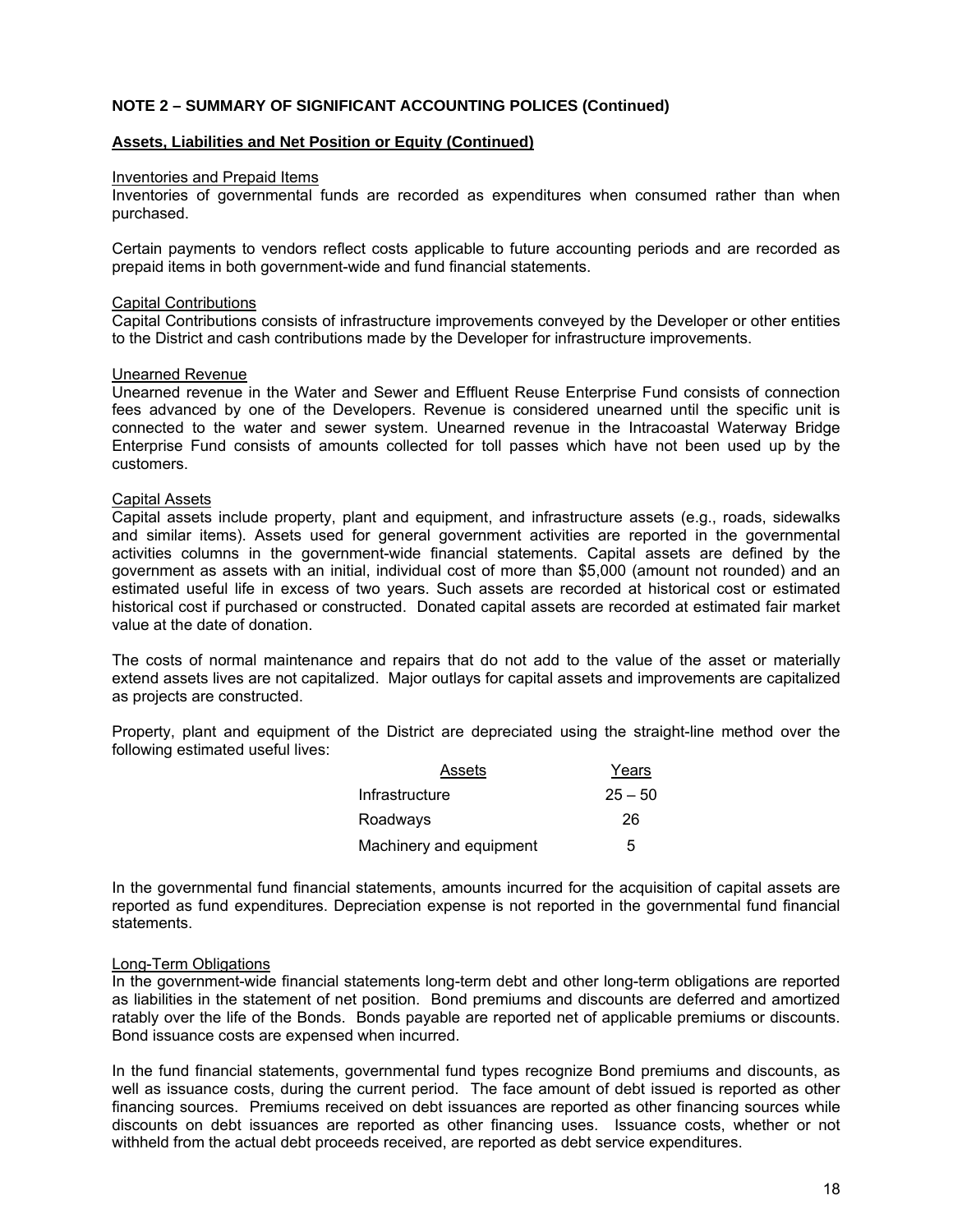**NOTE 2 – SUMMARY OF SIGNIFICANT ACCOUNTING POLICES (Continued)**

**Assets, Liabilities and Net Position or Equity (Continued)**

Inventories and Prepaid Items

Inventories of governmental funds are recorded as expenditures when consumed rather than when purchased.

Certain payments to vendors reflect costs applicable to future accounting periods and are recorded as prepaid items in both government-wide and fund financial statements.

Capital Contributions

Capital Contributions consists of infrastructure improvements conveyed by the Developer or other entities to the District and cash contributions made by the Developer for infrastructure improvements.

Unearned Revenue

Unearned revenue in the Water and Sewer and Effluent Reuse Enterprise Fund consists of connection fees advanced by one of the Developers. Revenue is considered unearned until the specific unit is connected to the water and sewer system. Unearned revenue in the Intracoastal Waterway Bridge Enterprise Fund consists of amounts collected for toll passes which have not been used up by the customers.

Capital Assets

Capital assets include property, plant and equipment, and infrastructure assets (e.g., roads, sidewalks and similar items). Assets used for general government activities are reported in the governmental activities columns in the government-wide financial statements. Capital assets are defined by the government as assets with an initial, individual cost of more than $5,000 (amount not rounded) and an estimated useful life in excess of two years. Such assets are recorded at historical cost or estimated historical cost if purchased or constructed. Donated capital assets are recorded at estimated fair market value at the date of donation.

The costs of normal maintenance and repairs that do not add to the value of the asset or materially extend assets lives are not capitalized. Major outlays for capital assets and improvements are capitalized as projects are constructed.

Property, plant and equipment of the District are depreciated using the straight-line method over the following estimated useful lives:

| Assets | Years |
|---|---|
| Infrastructure | 25 – 50 |
| Roadways | 26 |
| Machinery and equipment | 5 |

In the governmental fund financial statements, amounts incurred for the acquisition of capital assets are reported as fund expenditures. Depreciation expense is not reported in the governmental fund financial statements.

Long-Term Obligations

In the government-wide financial statements long-term debt and other long-term obligations are reported as liabilities in the statement of net position. Bond premiums and discounts are deferred and amortized ratably over the life of the Bonds. Bonds payable are reported net of applicable premiums or discounts. Bond issuance costs are expensed when incurred.

In the fund financial statements, governmental fund types recognize Bond premiums and discounts, as well as issuance costs, during the current period. The face amount of debt issued is reported as other financing sources. Premiums received on debt issuances are reported as other financing sources while discounts on debt issuances are reported as other financing uses. Issuance costs, whether or not withheld from the actual debt proceeds received, are reported as debt service expenditures.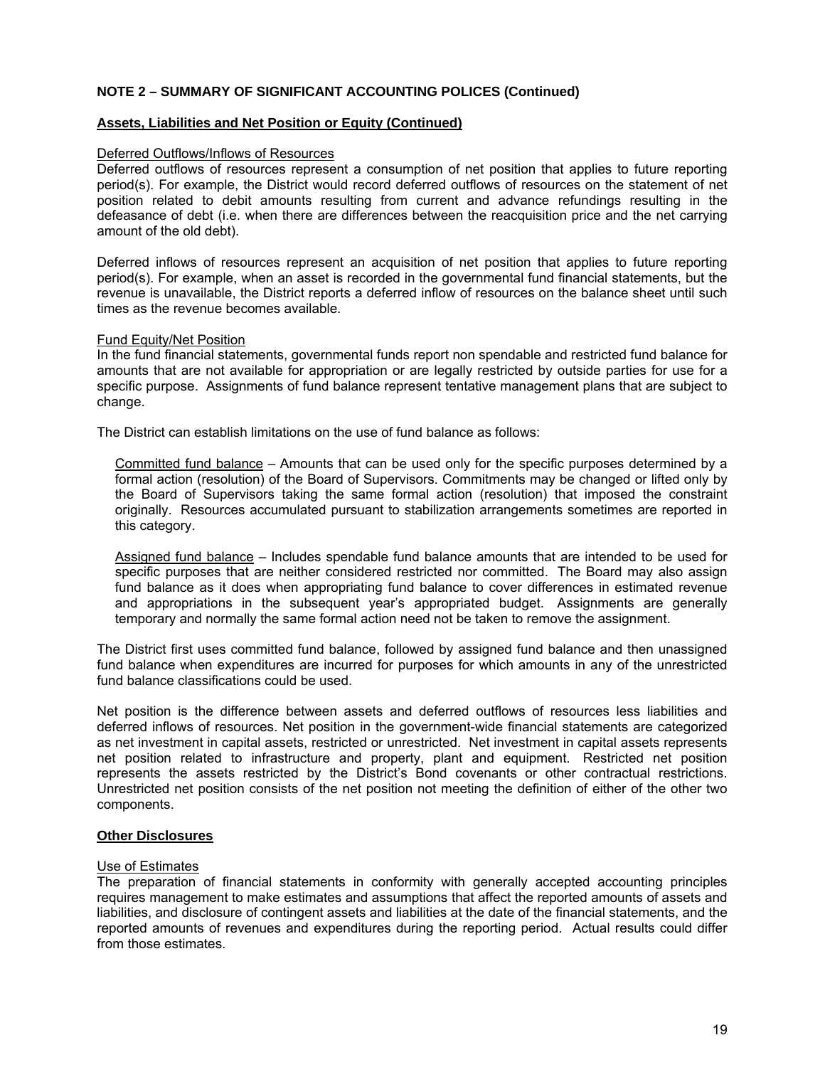**NOTE 2 – SUMMARY OF SIGNIFICANT ACCOUNTING POLICES (Continued)**

**Assets, Liabilities and Net Position or Equity (Continued)**

Deferred Outflows/Inflows of Resources

Deferred outflows of resources represent a consumption of net position that applies to future reporting period(s). For example, the District would record deferred outflows of resources on the statement of net position related to debit amounts resulting from current and advance refundings resulting in the defeasance of debt (i.e. when there are differences between the reacquisition price and the net carrying amount of the old debt).

Deferred inflows of resources represent an acquisition of net position that applies to future reporting period(s). For example, when an asset is recorded in the governmental fund financial statements, but the revenue is unavailable, the District reports a deferred inflow of resources on the balance sheet until such times as the revenue becomes available.

Fund Equity/Net Position

In the fund financial statements, governmental funds report non spendable and restricted fund balance for amounts that are not available for appropriation or are legally restricted by outside parties for use for a specific purpose. Assignments of fund balance represent tentative management plans that are subject to change.

The District can establish limitations on the use of fund balance as follows:

Committed fund balance – Amounts that can be used only for the specific purposes determined by a formal action (resolution) of the Board of Supervisors. Commitments may be changed or lifted only by the Board of Supervisors taking the same formal action (resolution) that imposed the constraint originally. Resources accumulated pursuant to stabilization arrangements sometimes are reported in this category.

Assigned fund balance – Includes spendable fund balance amounts that are intended to be used for specific purposes that are neither considered restricted nor committed. The Board may also assign fund balance as it does when appropriating fund balance to cover differences in estimated revenue and appropriations in the subsequent year's appropriated budget. Assignments are generally temporary and normally the same formal action need not be taken to remove the assignment.

The District first uses committed fund balance, followed by assigned fund balance and then unassigned fund balance when expenditures are incurred for purposes for which amounts in any of the unrestricted fund balance classifications could be used.

Net position is the difference between assets and deferred outflows of resources less liabilities and deferred inflows of resources. Net position in the government-wide financial statements are categorized as net investment in capital assets, restricted or unrestricted. Net investment in capital assets represents net position related to infrastructure and property, plant and equipment. Restricted net position represents the assets restricted by the District's Bond covenants or other contractual restrictions. Unrestricted net position consists of the net position not meeting the definition of either of the other two components.

**Other Disclosures**

Use of Estimates

The preparation of financial statements in conformity with generally accepted accounting principles requires management to make estimates and assumptions that affect the reported amounts of assets and liabilities, and disclosure of contingent assets and liabilities at the date of the financial statements, and the reported amounts of revenues and expenditures during the reporting period. Actual results could differ from those estimates.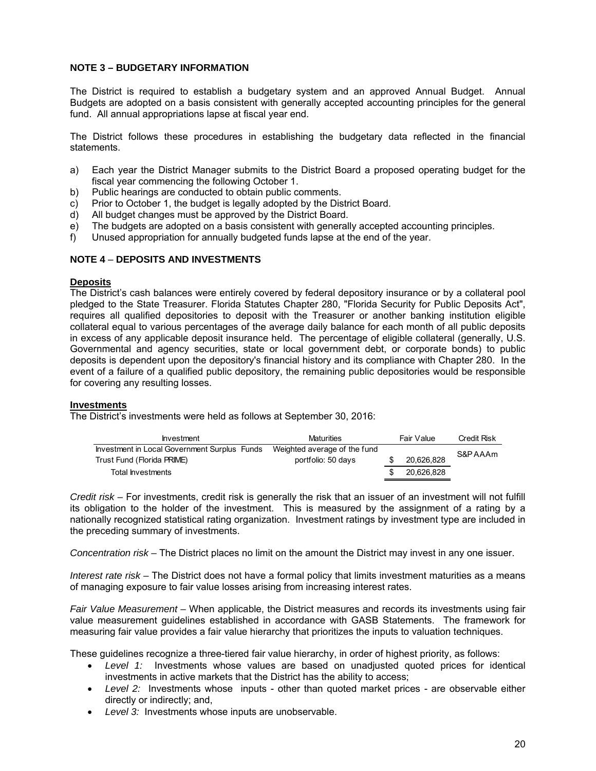**NOTE 3 – BUDGETARY INFORMATION**

The District is required to establish a budgetary system and an approved Annual Budget. Annual Budgets are adopted on a basis consistent with generally accepted accounting principles for the general fund. All annual appropriations lapse at fiscal year end.

The District follows these procedures in establishing the budgetary data reflected in the financial statements.

a) Each year the District Manager submits to the District Board a proposed operating budget for the fiscal year commencing the following October 1.
b) Public hearings are conducted to obtain public comments.
c) Prior to October 1, the budget is legally adopted by the District Board.
d) All budget changes must be approved by the District Board.
e) The budgets are adopted on a basis consistent with generally accepted accounting principles.
f) Unused appropriation for annually budgeted funds lapse at the end of the year.

**NOTE 4 – DEPOSITS AND INVESTMENTS**

**Deposits**

The District's cash balances were entirely covered by federal depository insurance or by a collateral pool pledged to the State Treasurer. Florida Statutes Chapter 280, "Florida Security for Public Deposits Act", requires all qualified depositories to deposit with the Treasurer or another banking institution eligible collateral equal to various percentages of the average daily balance for each month of all public deposits in excess of any applicable deposit insurance held. The percentage of eligible collateral (generally, U.S. Governmental and agency securities, state or local government debt, or corporate bonds) to public deposits is dependent upon the depository's financial history and its compliance with Chapter 280. In the event of a failure of a qualified public depository, the remaining public depositories would be responsible for covering any resulting losses.

**Investments**

The District's investments were held as follows at September 30, 2016:

| Investment | Maturities | Fair Value | Credit Risk |
|---|---|---|---|
| Investment in Local Government Surplus Funds Trust Fund (Florida PRIME) | Weighted average of the fund portfolio: 50 days | $ 20,626,828 | S&P AAAm |
| Total Investments | | $ 20,626,828 | |

*Credit risk* – For investments, credit risk is generally the risk that an issuer of an investment will not fulfill its obligation to the holder of the investment. This is measured by the assignment of a rating by a nationally recognized statistical rating organization. Investment ratings by investment type are included in the preceding summary of investments.

*Concentration risk* – The District places no limit on the amount the District may invest in any one issuer.

*Interest rate risk* – The District does not have a formal policy that limits investment maturities as a means of managing exposure to fair value losses arising from increasing interest rates.

*Fair Value Measurement* – When applicable, the District measures and records its investments using fair value measurement guidelines established in accordance with GASB Statements. The framework for measuring fair value provides a fair value hierarchy that prioritizes the inputs to valuation techniques.

These guidelines recognize a three-tiered fair value hierarchy, in order of highest priority, as follows:

- *Level 1:* Investments whose values are based on unadjusted quoted prices for identical investments in active markets that the District has the ability to access;
- *Level 2:* Investments whose inputs - other than quoted market prices - are observable either directly or indirectly; and,
- *Level 3:* Investments whose inputs are unobservable.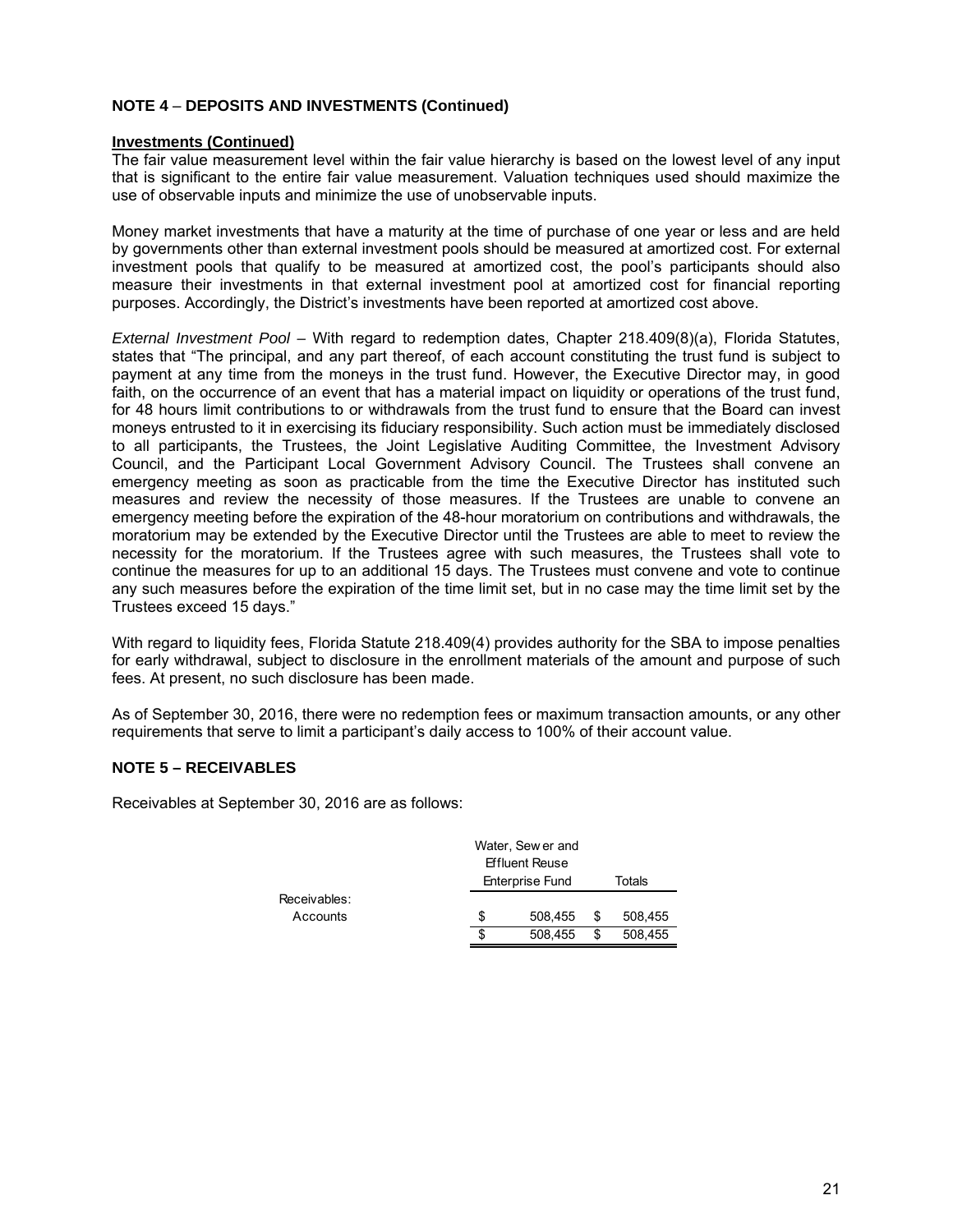**NOTE 4 – DEPOSITS AND INVESTMENTS (Continued)**

**Investments (Continued)**

The fair value measurement level within the fair value hierarchy is based on the lowest level of any input that is significant to the entire fair value measurement. Valuation techniques used should maximize the use of observable inputs and minimize the use of unobservable inputs.

Money market investments that have a maturity at the time of purchase of one year or less and are held by governments other than external investment pools should be measured at amortized cost. For external investment pools that qualify to be measured at amortized cost, the pool's participants should also measure their investments in that external investment pool at amortized cost for financial reporting purposes. Accordingly, the District's investments have been reported at amortized cost above.

*External Investment Pool* – With regard to redemption dates, Chapter 218.409(8)(a), Florida Statutes, states that "The principal, and any part thereof, of each account constituting the trust fund is subject to payment at any time from the moneys in the trust fund. However, the Executive Director may, in good faith, on the occurrence of an event that has a material impact on liquidity or operations of the trust fund, for 48 hours limit contributions to or withdrawals from the trust fund to ensure that the Board can invest moneys entrusted to it in exercising its fiduciary responsibility. Such action must be immediately disclosed to all participants, the Trustees, the Joint Legislative Auditing Committee, the Investment Advisory Council, and the Participant Local Government Advisory Council. The Trustees shall convene an emergency meeting as soon as practicable from the time the Executive Director has instituted such measures and review the necessity of those measures. If the Trustees are unable to convene an emergency meeting before the expiration of the 48-hour moratorium on contributions and withdrawals, the moratorium may be extended by the Executive Director until the Trustees are able to meet to review the necessity for the moratorium. If the Trustees agree with such measures, the Trustees shall vote to continue the measures for up to an additional 15 days. The Trustees must convene and vote to continue any such measures before the expiration of the time limit set, but in no case may the time limit set by the Trustees exceed 15 days."

With regard to liquidity fees, Florida Statute 218.409(4) provides authority for the SBA to impose penalties for early withdrawal, subject to disclosure in the enrollment materials of the amount and purpose of such fees. At present, no such disclosure has been made.

As of September 30, 2016, there were no redemption fees or maximum transaction amounts, or any other requirements that serve to limit a participant's daily access to 100% of their account value.

**NOTE 5 – RECEIVABLES**

Receivables at September 30, 2016 are as follows:

| | Water, Sewer and Effluent Reuse Enterprise Fund | Totals |
|---|---|---|
| Receivables: | | |
| Accounts | $ 508,455 | $ 508,455 |
| | $ 508,455 | $ 508,455 |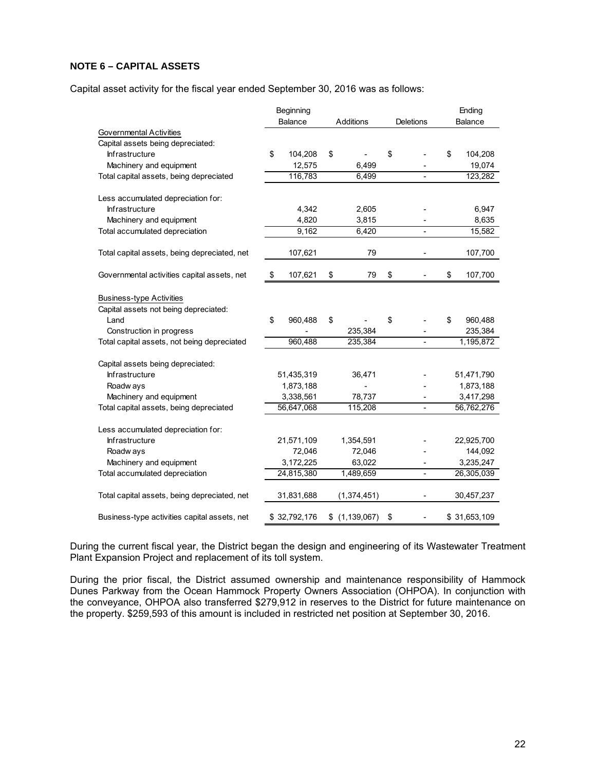**NOTE 6 – CAPITAL ASSETS**

Capital asset activity for the fiscal year ended September 30, 2016 was as follows:

| | Beginning Balance | Additions | Deletions | Ending Balance |
|---|---|---|---|---|
| Governmental Activities | | | | |
| Capital assets being depreciated: | | | | |
| Infrastructure | $ 104,208 | $ - | $ - | $ 104,208 |
| Machinery and equipment | 12,575 | 6,499 | - | 19,074 |
| Total capital assets, being depreciated | 116,783 | 6,499 | - | 123,282 |
| Less accumulated depreciation for: | | | | |
| Infrastructure | 4,342 | 2,605 | - | 6,947 |
| Machinery and equipment | 4,820 | 3,815 | - | 8,635 |
| Total accumulated depreciation | 9,162 | 6,420 | - | 15,582 |
| Total capital assets, being depreciated, net | 107,621 | 79 | - | 107,700 |
| Governmental activities capital assets, net | $ 107,621 | $ 79 | $ - | $ 107,700 |
| Business-type Activities | | | | |
| Capital assets not being depreciated: | | | | |
| Land | $ 960,488 | $ - | $ - | $ 960,488 |
| Construction in progress | - | 235,384 | - | 235,384 |
| Total capital assets, not being depreciated | 960,488 | 235,384 | - | 1,195,872 |
| Capital assets being depreciated: | | | | |
| Infrastructure | 51,435,319 | 36,471 | - | 51,471,790 |
| Roadways | 1,873,188 | - | - | 1,873,188 |
| Machinery and equipment | 3,338,561 | 78,737 | - | 3,417,298 |
| Total capital assets, being depreciated | 56,647,068 | 115,208 | - | 56,762,276 |
| Less accumulated depreciation for: | | | | |
| Infrastructure | 21,571,109 | 1,354,591 | - | 22,925,700 |
| Roadways | 72,046 | 72,046 | - | 144,092 |
| Machinery and equipment | 3,172,225 | 63,022 | - | 3,235,247 |
| Total accumulated depreciation | 24,815,380 | 1,489,659 | - | 26,305,039 |
| Total capital assets, being depreciated, net | 31,831,688 | (1,374,451) | - | 30,457,237 |
| Business-type activities capital assets, net | $ 32,792,176 | $ (1,139,067) | $ - | $ 31,653,109 |

During the current fiscal year, the District began the design and engineering of its Wastewater Treatment Plant Expansion Project and replacement of its toll system.

During the prior fiscal, the District assumed ownership and maintenance responsibility of Hammock Dunes Parkway from the Ocean Hammock Property Owners Association (OHPOA). In conjunction with the conveyance, OHPOA also transferred $279,912 in reserves to the District for future maintenance on the property. $259,593 of this amount is included in restricted net position at September 30, 2016.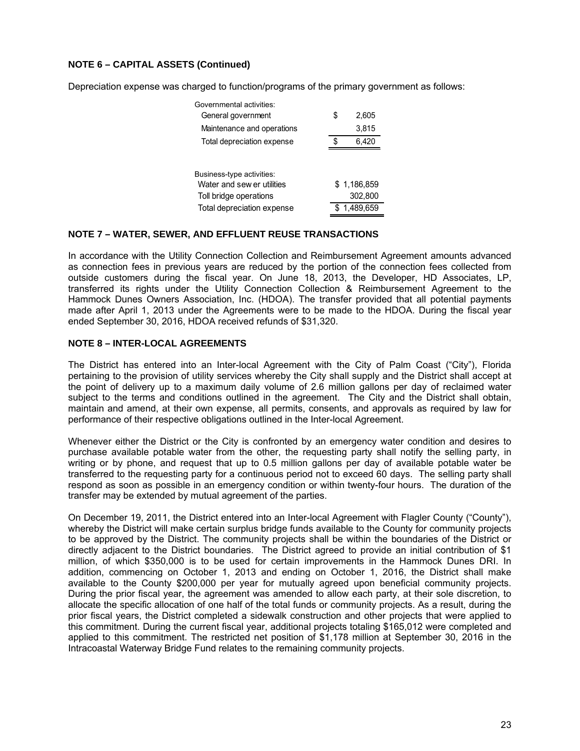**NOTE 6 – CAPITAL ASSETS (Continued)**

Depreciation expense was charged to function/programs of the primary government as follows:

| | |
|---|---|
| Governmental activities: | |
| General government | $ 2,605 |
| Maintenance and operations | 3,815 |
| Total depreciation expense | $ 6,420 |

| | |
|---|---|
| Business-type activities: | |
| Water and sew er utilities | $ 1,186,859 |
| Toll bridge operations | 302,800 |
| Total depreciation expense | $ 1,489,659 |

**NOTE 7 – WATER, SEWER, AND EFFLUENT REUSE TRANSACTIONS**

In accordance with the Utility Connection Collection and Reimbursement Agreement amounts advanced as connection fees in previous years are reduced by the portion of the connection fees collected from outside customers during the fiscal year. On June 18, 2013, the Developer, HD Associates, LP, transferred its rights under the Utility Connection Collection & Reimbursement Agreement to the Hammock Dunes Owners Association, Inc. (HDOA). The transfer provided that all potential payments made after April 1, 2013 under the Agreements were to be made to the HDOA. During the fiscal year ended September 30, 2016, HDOA received refunds of $31,320.

**NOTE 8 – INTER-LOCAL AGREEMENTS**

The District has entered into an Inter-local Agreement with the City of Palm Coast ("City"), Florida pertaining to the provision of utility services whereby the City shall supply and the District shall accept at the point of delivery up to a maximum daily volume of 2.6 million gallons per day of reclaimed water subject to the terms and conditions outlined in the agreement. The City and the District shall obtain, maintain and amend, at their own expense, all permits, consents, and approvals as required by law for performance of their respective obligations outlined in the Inter-local Agreement.

Whenever either the District or the City is confronted by an emergency water condition and desires to purchase available potable water from the other, the requesting party shall notify the selling party, in writing or by phone, and request that up to 0.5 million gallons per day of available potable water be transferred to the requesting party for a continuous period not to exceed 60 days. The selling party shall respond as soon as possible in an emergency condition or within twenty-four hours. The duration of the transfer may be extended by mutual agreement of the parties.

On December 19, 2011, the District entered into an Inter-local Agreement with Flagler County ("County"), whereby the District will make certain surplus bridge funds available to the County for community projects to be approved by the District. The community projects shall be within the boundaries of the District or directly adjacent to the District boundaries. The District agreed to provide an initial contribution of $1 million, of which $350,000 is to be used for certain improvements in the Hammock Dunes DRI. In addition, commencing on October 1, 2013 and ending on October 1, 2016, the District shall make available to the County $200,000 per year for mutually agreed upon beneficial community projects. During the prior fiscal year, the agreement was amended to allow each party, at their sole discretion, to allocate the specific allocation of one half of the total funds or community projects. As a result, during the prior fiscal years, the District completed a sidewalk construction and other projects that were applied to this commitment. During the current fiscal year, additional projects totaling $165,012 were completed and applied to this commitment. The restricted net position of $1,178 million at September 30, 2016 in the Intracoastal Waterway Bridge Fund relates to the remaining community projects.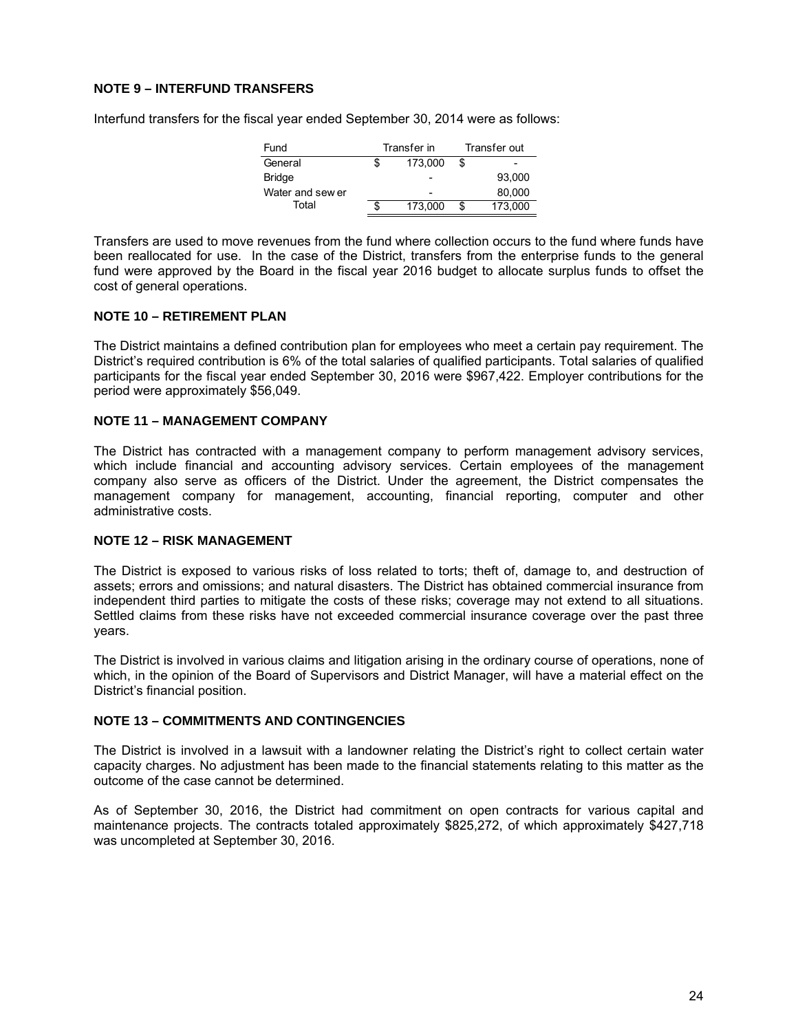## NOTE 9 – INTERFUND TRANSFERS

Interfund transfers for the fiscal year ended September 30, 2014 were as follows:

| Fund | Transfer in | Transfer out |
|---|---|---|
| General | $ 173,000 | $ - |
| Bridge | - | 93,000 |
| Water and sewer | - | 80,000 |
| Total | $ 173,000 | $ 173,000 |

Transfers are used to move revenues from the fund where collection occurs to the fund where funds have been reallocated for use. In the case of the District, transfers from the enterprise funds to the general fund were approved by the Board in the fiscal year 2016 budget to allocate surplus funds to offset the cost of general operations.

## NOTE 10 – RETIREMENT PLAN

The District maintains a defined contribution plan for employees who meet a certain pay requirement. The District's required contribution is 6% of the total salaries of qualified participants. Total salaries of qualified participants for the fiscal year ended September 30, 2016 were $967,422. Employer contributions for the period were approximately $56,049.

## NOTE 11 – MANAGEMENT COMPANY

The District has contracted with a management company to perform management advisory services, which include financial and accounting advisory services. Certain employees of the management company also serve as officers of the District. Under the agreement, the District compensates the management company for management, accounting, financial reporting, computer and other administrative costs.

## NOTE 12 – RISK MANAGEMENT

The District is exposed to various risks of loss related to torts; theft of, damage to, and destruction of assets; errors and omissions; and natural disasters. The District has obtained commercial insurance from independent third parties to mitigate the costs of these risks; coverage may not extend to all situations. Settled claims from these risks have not exceeded commercial insurance coverage over the past three years.

The District is involved in various claims and litigation arising in the ordinary course of operations, none of which, in the opinion of the Board of Supervisors and District Manager, will have a material effect on the District's financial position.

## NOTE 13 – COMMITMENTS AND CONTINGENCIES

The District is involved in a lawsuit with a landowner relating the District's right to collect certain water capacity charges. No adjustment has been made to the financial statements relating to this matter as the outcome of the case cannot be determined.

As of September 30, 2016, the District had commitment on open contracts for various capital and maintenance projects. The contracts totaled approximately $825,272, of which approximately $427,718 was uncompleted at September 30, 2016.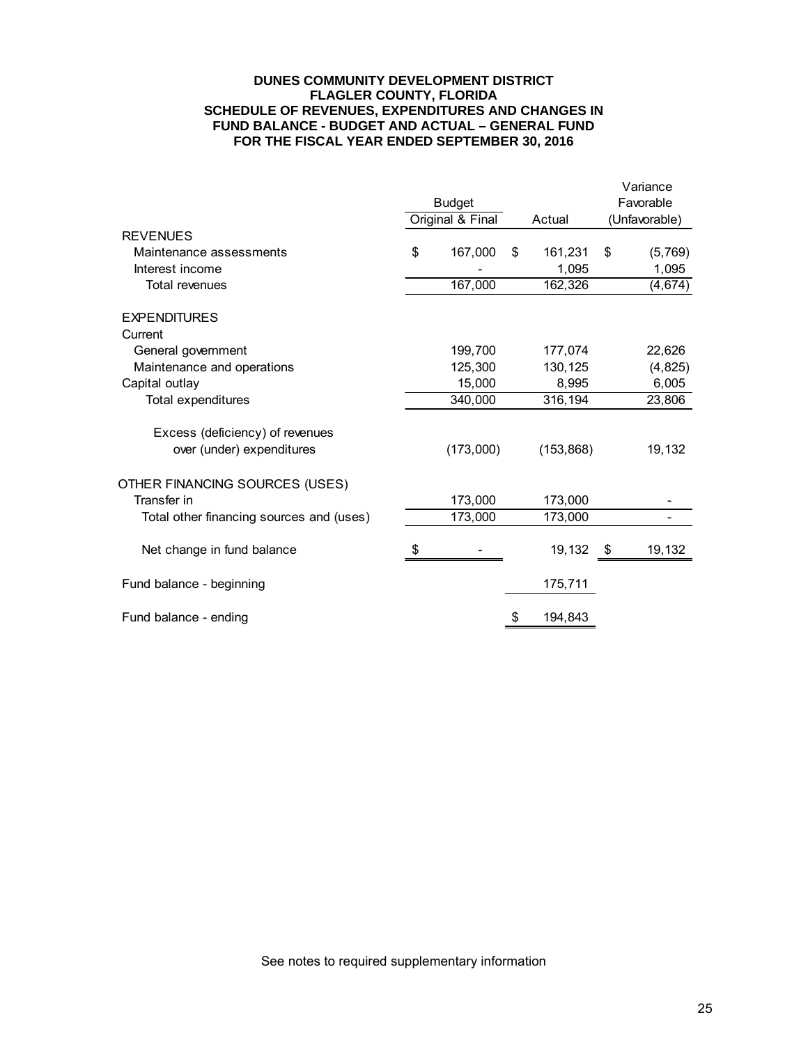# DUNES COMMUNITY DEVELOPMENT DISTRICT
## FLAGLER COUNTY, FLORIDA
## SCHEDULE OF REVENUES, EXPENDITURES AND CHANGES IN FUND BALANCE - BUDGET AND ACTUAL – GENERAL FUND
## FOR THE FISCAL YEAR ENDED SEPTEMBER 30, 2016

| | Budget Original & Final | Actual | Variance Favorable (Unfavorable) |
|---|---|---|---|
| **REVENUES** | | | |
| Maintenance assessments | $ 167,000 | $ 161,231 | $ (5,769) |
| Interest income | - | 1,095 | 1,095 |
| Total revenues | 167,000 | 162,326 | (4,674) |
| | | | |
| **EXPENDITURES** | | | |
| Current | | | |
| General government | 199,700 | 177,074 | 22,626 |
| Maintenance and operations | 125,300 | 130,125 | (4,825) |
| Capital outlay | 15,000 | 8,995 | 6,005 |
| Total expenditures | 340,000 | 316,194 | 23,806 |
| | | | |
| Excess (deficiency) of revenues over (under) expenditures | (173,000) | (153,868) | 19,132 |
| | | | |
| **OTHER FINANCING SOURCES (USES)** | | | |
| Transfer in | 173,000 | 173,000 | - |
| Total other financing sources and (uses) | 173,000 | 173,000 | - |
| | | | |
| Net change in fund balance | $ - | 19,132 | $ 19,132 |
| | | | |
| Fund balance - beginning | | 175,711 | |
| | | | |
| Fund balance - ending | | $ 194,843 | |

See notes to required supplementary information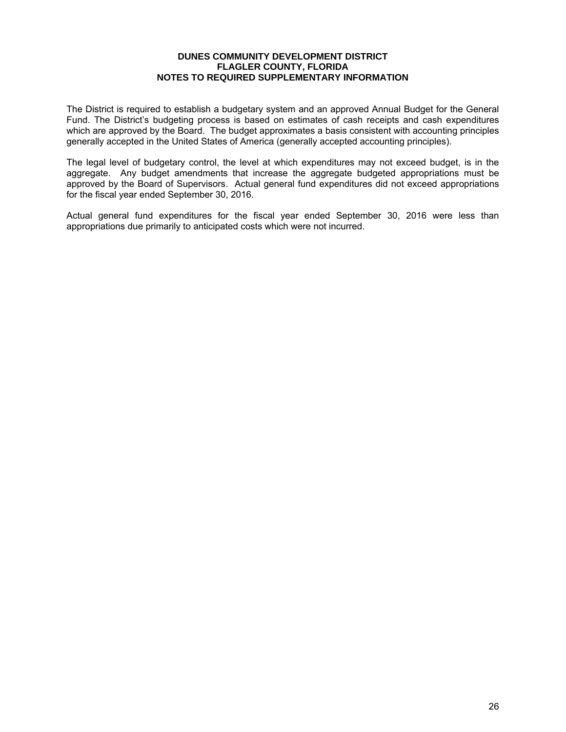**DUNES COMMUNITY DEVELOPMENT DISTRICT**
**FLAGLER COUNTY, FLORIDA**
**NOTES TO REQUIRED SUPPLEMENTARY INFORMATION**

The District is required to establish a budgetary system and an approved Annual Budget for the General Fund. The District's budgeting process is based on estimates of cash receipts and cash expenditures which are approved by the Board. The budget approximates a basis consistent with accounting principles generally accepted in the United States of America (generally accepted accounting principles).

The legal level of budgetary control, the level at which expenditures may not exceed budget, is in the aggregate. Any budget amendments that increase the aggregate budgeted appropriations must be approved by the Board of Supervisors. Actual general fund expenditures did not exceed appropriations for the fiscal year ended September 30, 2016.

Actual general fund expenditures for the fiscal year ended September 30, 2016 were less than appropriations due primarily to anticipated costs which were not incurred.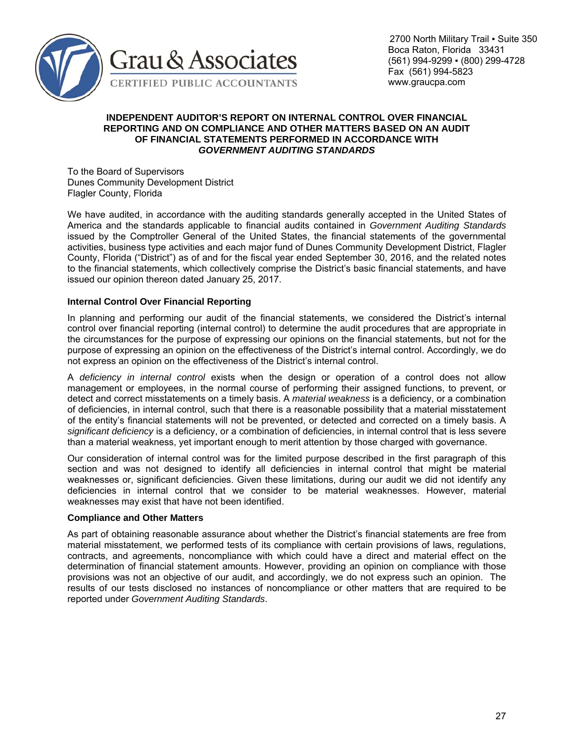Grau & Associates
CERTIFIED PUBLIC ACCOUNTANTS

2700 North Military Trail ▪ Suite 350
Boca Raton, Florida 33431
(561) 994-9299 ▪ (800) 299-4728
Fax (561) 994-5823
www.graucpa.com

## INDEPENDENT AUDITOR'S REPORT ON INTERNAL CONTROL OVER FINANCIAL REPORTING AND ON COMPLIANCE AND OTHER MATTERS BASED ON AN AUDIT OF FINANCIAL STATEMENTS PERFORMED IN ACCORDANCE WITH *GOVERNMENT AUDITING STANDARDS*

To the Board of Supervisors
Dunes Community Development District
Flagler County, Florida

We have audited, in accordance with the auditing standards generally accepted in the United States of America and the standards applicable to financial audits contained in *Government Auditing Standards* issued by the Comptroller General of the United States, the financial statements of the governmental activities, business type activities and each major fund of Dunes Community Development District, Flagler County, Florida ("District") as of and for the fiscal year ended September 30, 2016, and the related notes to the financial statements, which collectively comprise the District's basic financial statements, and have issued our opinion thereon dated January 25, 2017.

### Internal Control Over Financial Reporting

In planning and performing our audit of the financial statements, we considered the District's internal control over financial reporting (internal control) to determine the audit procedures that are appropriate in the circumstances for the purpose of expressing our opinions on the financial statements, but not for the purpose of expressing an opinion on the effectiveness of the District's internal control. Accordingly, we do not express an opinion on the effectiveness of the District's internal control.

A *deficiency in internal control* exists when the design or operation of a control does not allow management or employees, in the normal course of performing their assigned functions, to prevent, or detect and correct misstatements on a timely basis. A *material weakness* is a deficiency, or a combination of deficiencies, in internal control, such that there is a reasonable possibility that a material misstatement of the entity's financial statements will not be prevented, or detected and corrected on a timely basis. A *significant deficiency* is a deficiency, or a combination of deficiencies, in internal control that is less severe than a material weakness, yet important enough to merit attention by those charged with governance.

Our consideration of internal control was for the limited purpose described in the first paragraph of this section and was not designed to identify all deficiencies in internal control that might be material weaknesses or, significant deficiencies. Given these limitations, during our audit we did not identify any deficiencies in internal control that we consider to be material weaknesses. However, material weaknesses may exist that have not been identified.

### Compliance and Other Matters

As part of obtaining reasonable assurance about whether the District's financial statements are free from material misstatement, we performed tests of its compliance with certain provisions of laws, regulations, contracts, and agreements, noncompliance with which could have a direct and material effect on the determination of financial statement amounts. However, providing an opinion on compliance with those provisions was not an objective of our audit, and accordingly, we do not express such an opinion. The results of our tests disclosed no instances of noncompliance or other matters that are required to be reported under *Government Auditing Standards*.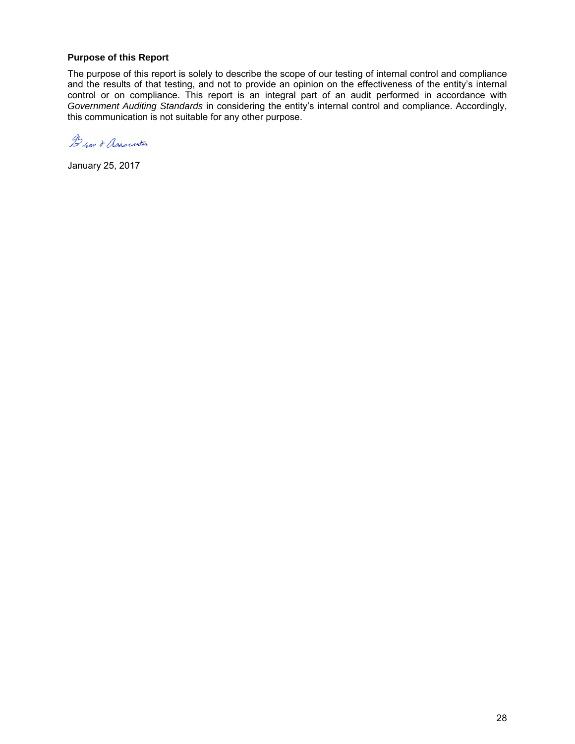**Purpose of this Report**

The purpose of this report is solely to describe the scope of our testing of internal control and compliance and the results of that testing, and not to provide an opinion on the effectiveness of the entity's internal control or on compliance. This report is an integral part of an audit performed in accordance with *Government Auditing Standards* in considering the entity's internal control and compliance. Accordingly, this communication is not suitable for any other purpose.

Brav & Associates

January 25, 2017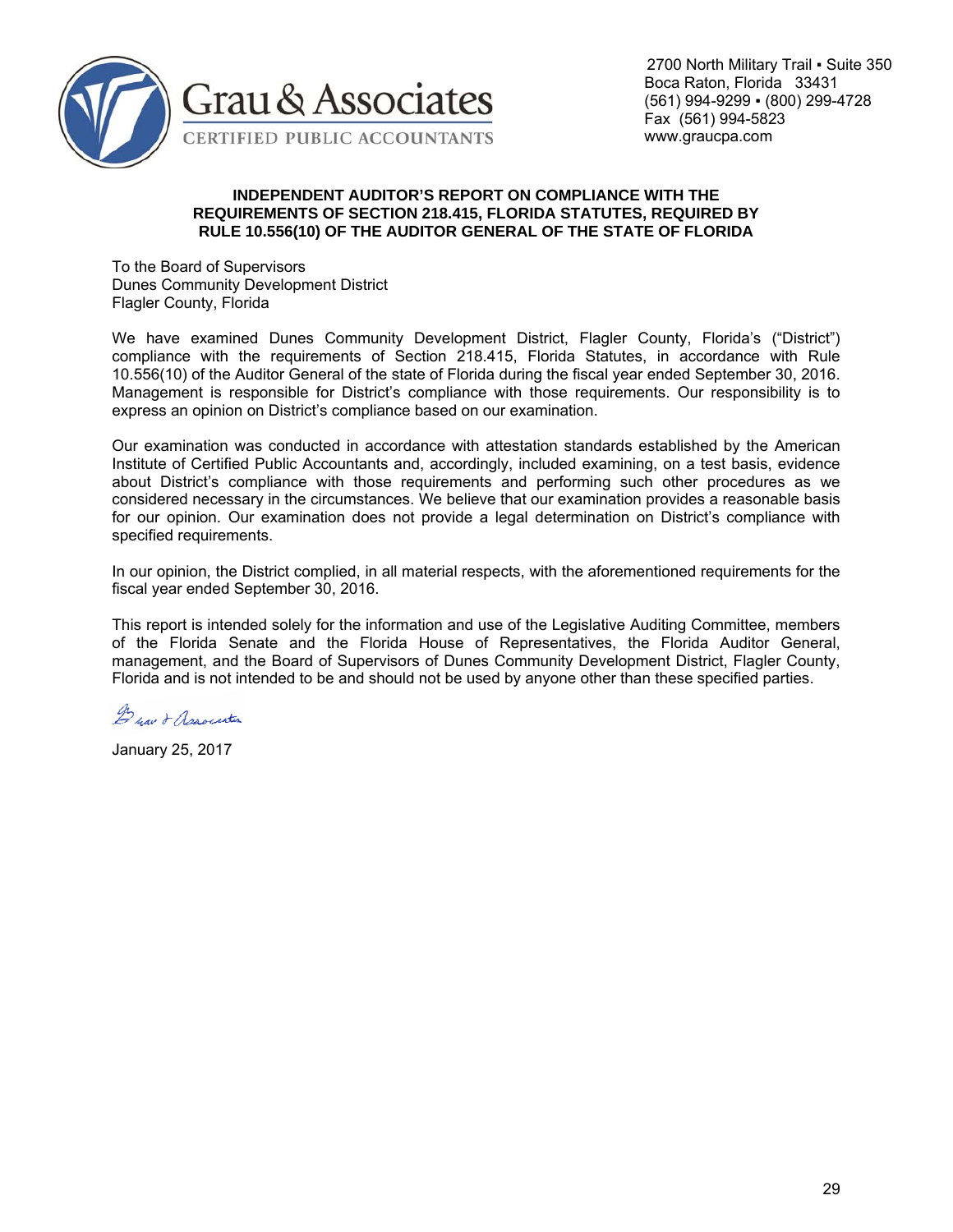Grau & Associates
CERTIFIED PUBLIC ACCOUNTANTS

2700 North Military Trail ▪ Suite 350
Boca Raton, Florida 33431
(561) 994-9299 ▪ (800) 299-4728
Fax (561) 994-5823
www.graucpa.com

**INDEPENDENT AUDITOR'S REPORT ON COMPLIANCE WITH THE REQUIREMENTS OF SECTION 218.415, FLORIDA STATUTES, REQUIRED BY RULE 10.556(10) OF THE AUDITOR GENERAL OF THE STATE OF FLORIDA**

To the Board of Supervisors
Dunes Community Development District
Flagler County, Florida

We have examined Dunes Community Development District, Flagler County, Florida's ("District") compliance with the requirements of Section 218.415, Florida Statutes, in accordance with Rule 10.556(10) of the Auditor General of the state of Florida during the fiscal year ended September 30, 2016. Management is responsible for District's compliance with those requirements. Our responsibility is to express an opinion on District's compliance based on our examination.

Our examination was conducted in accordance with attestation standards established by the American Institute of Certified Public Accountants and, accordingly, included examining, on a test basis, evidence about District's compliance with those requirements and performing such other procedures as we considered necessary in the circumstances. We believe that our examination provides a reasonable basis for our opinion. Our examination does not provide a legal determination on District's compliance with specified requirements.

In our opinion, the District complied, in all material respects, with the aforementioned requirements for the fiscal year ended September 30, 2016.

This report is intended solely for the information and use of the Legislative Auditing Committee, members of the Florida Senate and the Florida House of Representatives, the Florida Auditor General, management, and the Board of Supervisors of Dunes Community Development District, Flagler County, Florida and is not intended to be and should not be used by anyone other than these specified parties.

Grau & Associates

January 25, 2017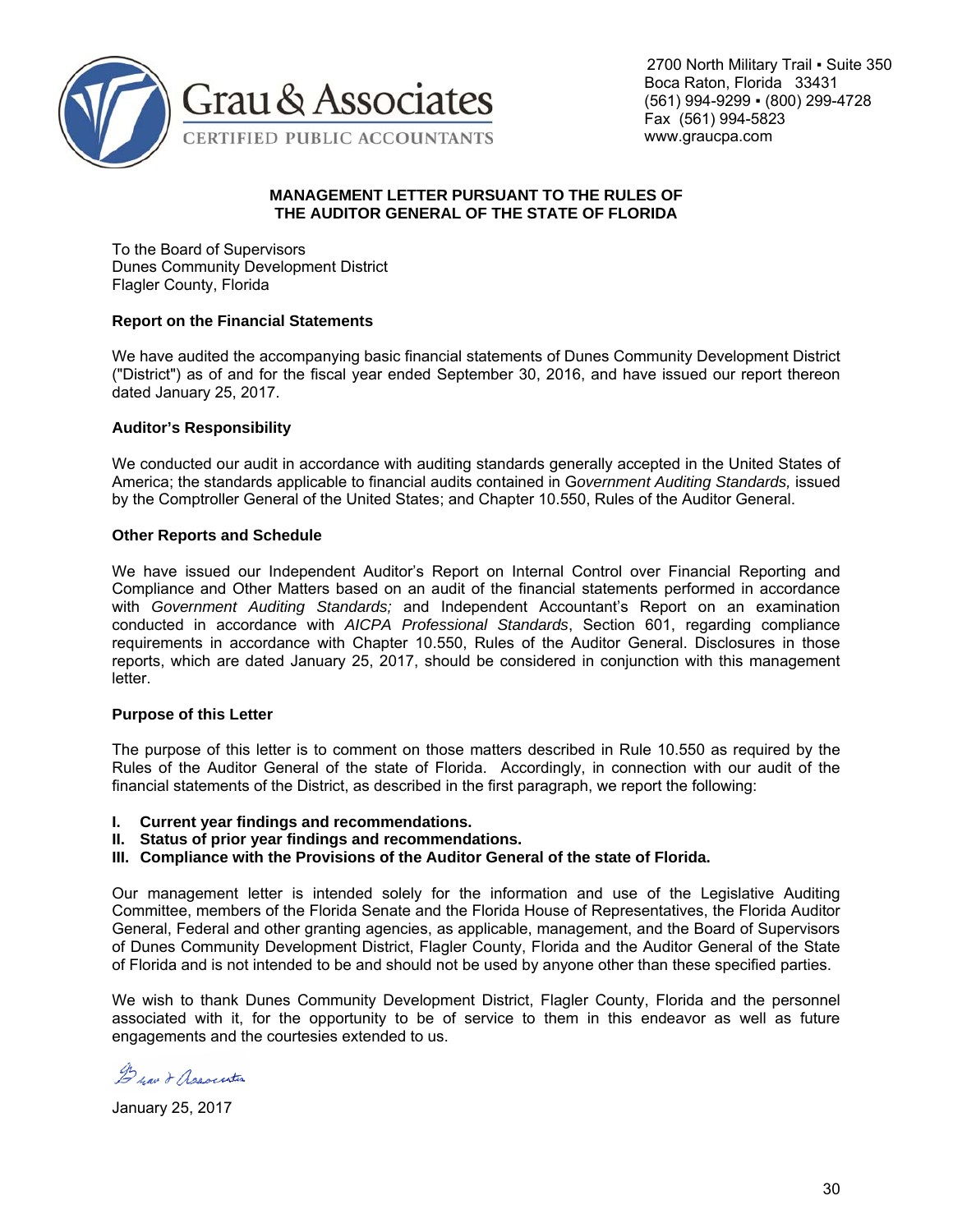Grau & Associates
CERTIFIED PUBLIC ACCOUNTANTS

2700 North Military Trail ▪ Suite 350
Boca Raton, Florida 33431
(561) 994-9299 ▪ (800) 299-4728
Fax (561) 994-5823
www.graucpa.com

## MANAGEMENT LETTER PURSUANT TO THE RULES OF THE AUDITOR GENERAL OF THE STATE OF FLORIDA

To the Board of Supervisors
Dunes Community Development District
Flagler County, Florida

**Report on the Financial Statements**

We have audited the accompanying basic financial statements of Dunes Community Development District ("District") as of and for the fiscal year ended September 30, 2016, and have issued our report thereon dated January 25, 2017.

**Auditor's Responsibility**

We conducted our audit in accordance with auditing standards generally accepted in the United States of America; the standards applicable to financial audits contained in *Government Auditing Standards,* issued by the Comptroller General of the United States; and Chapter 10.550, Rules of the Auditor General.

**Other Reports and Schedule**

We have issued our Independent Auditor's Report on Internal Control over Financial Reporting and Compliance and Other Matters based on an audit of the financial statements performed in accordance with *Government Auditing Standards;* and Independent Accountant's Report on an examination conducted in accordance with *AICPA Professional Standards*, Section 601, regarding compliance requirements in accordance with Chapter 10.550, Rules of the Auditor General. Disclosures in those reports, which are dated January 25, 2017, should be considered in conjunction with this management letter.

**Purpose of this Letter**

The purpose of this letter is to comment on those matters described in Rule 10.550 as required by the Rules of the Auditor General of the state of Florida. Accordingly, in connection with our audit of the financial statements of the District, as described in the first paragraph, we report the following:

**I. Current year findings and recommendations.**
**II. Status of prior year findings and recommendations.**
**III. Compliance with the Provisions of the Auditor General of the state of Florida.**

Our management letter is intended solely for the information and use of the Legislative Auditing Committee, members of the Florida Senate and the Florida House of Representatives, the Florida Auditor General, Federal and other granting agencies, as applicable, management, and the Board of Supervisors of Dunes Community Development District, Flagler County, Florida and the Auditor General of the State of Florida and is not intended to be and should not be used by anyone other than these specified parties.

We wish to thank Dunes Community Development District, Flagler County, Florida and the personnel associated with it, for the opportunity to be of service to them in this endeavor as well as future engagements and the courtesies extended to us.

*Grau & Associates*

January 25, 2017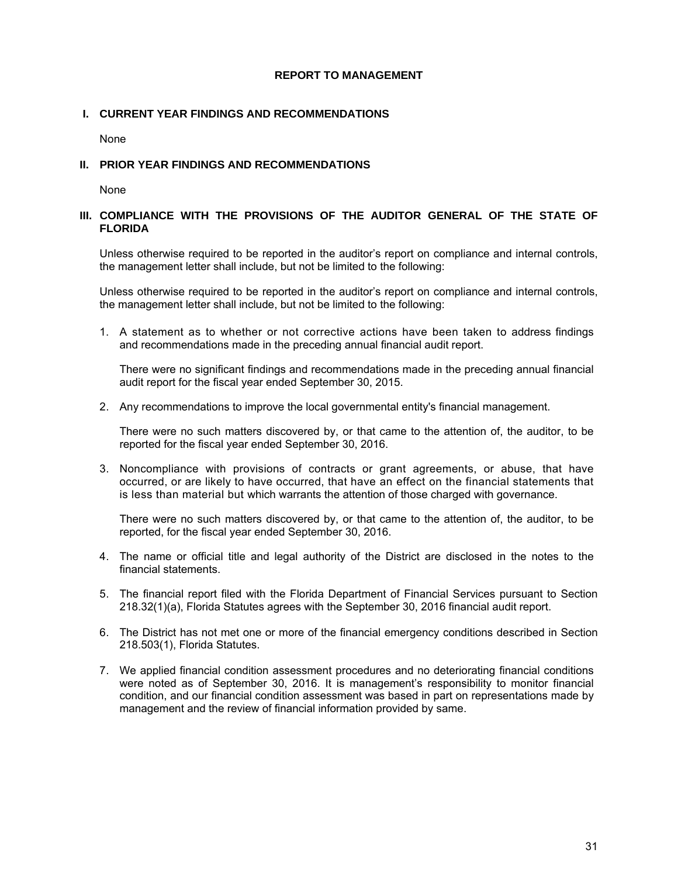## REPORT TO MANAGEMENT

### I. CURRENT YEAR FINDINGS AND RECOMMENDATIONS

None

### II. PRIOR YEAR FINDINGS AND RECOMMENDATIONS

None

### III. COMPLIANCE WITH THE PROVISIONS OF THE AUDITOR GENERAL OF THE STATE OF FLORIDA

Unless otherwise required to be reported in the auditor's report on compliance and internal controls, the management letter shall include, but not be limited to the following:

Unless otherwise required to be reported in the auditor's report on compliance and internal controls, the management letter shall include, but not be limited to the following:

1. A statement as to whether or not corrective actions have been taken to address findings and recommendations made in the preceding annual financial audit report.

   There were no significant findings and recommendations made in the preceding annual financial audit report for the fiscal year ended September 30, 2015.

2. Any recommendations to improve the local governmental entity's financial management.

   There were no such matters discovered by, or that came to the attention of, the auditor, to be reported for the fiscal year ended September 30, 2016.

3. Noncompliance with provisions of contracts or grant agreements, or abuse, that have occurred, or are likely to have occurred, that have an effect on the financial statements that is less than material but which warrants the attention of those charged with governance.

   There were no such matters discovered by, or that came to the attention of, the auditor, to be reported, for the fiscal year ended September 30, 2016.

4. The name or official title and legal authority of the District are disclosed in the notes to the financial statements.

5. The financial report filed with the Florida Department of Financial Services pursuant to Section 218.32(1)(a), Florida Statutes agrees with the September 30, 2016 financial audit report.

6. The District has not met one or more of the financial emergency conditions described in Section 218.503(1), Florida Statutes.

7. We applied financial condition assessment procedures and no deteriorating financial conditions were noted as of September 30, 2016. It is management's responsibility to monitor financial condition, and our financial condition assessment was based in part on representations made by management and the review of financial information provided by same.